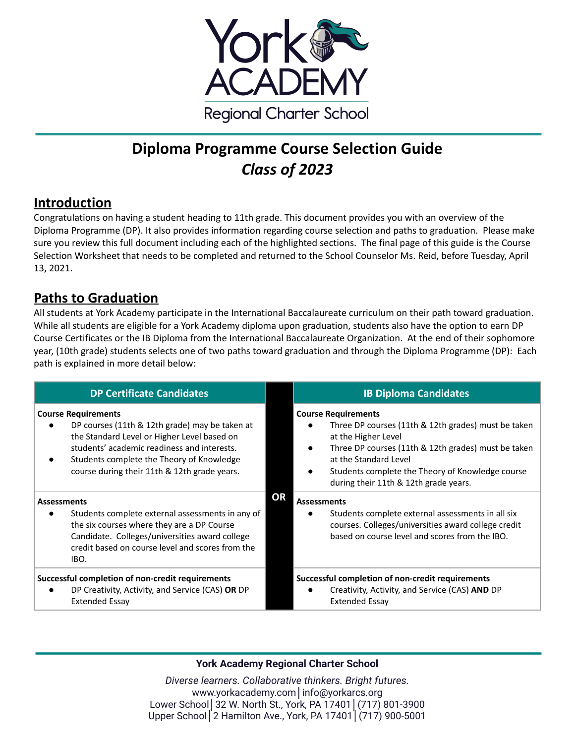York ACADEMY
Regional Charter School

# Diploma Programme Course Selection Guide
## *Class of 2023*

## Introduction

Congratulations on having a student heading to 11th grade. This document provides you with an overview of the Diploma Programme (DP). It also provides information regarding course selection and paths to graduation. Please make sure you review this full document including each of the highlighted sections. The final page of this guide is the Course Selection Worksheet that needs to be completed and returned to the School Counselor Ms. Reid, before Tuesday, April 13, 2021.

## Paths to Graduation

All students at York Academy participate in the International Baccalaureate curriculum on their path toward graduation. While all students are eligible for a York Academy diploma upon graduation, students also have the option to earn DP Course Certificates or the IB Diploma from the International Baccalaureate Organization. At the end of their sophomore year, (10th grade) students selects one of two paths toward graduation and through the Diploma Programme (DP): Each path is explained in more detail below:

| DP Certificate Candidates | | IB Diploma Candidates |
|---|---|---|
| **Course Requirements**<br>• DP courses (11th & 12th grade) may be taken at the Standard Level or Higher Level based on students' academic readiness and interests.<br>• Students complete the Theory of Knowledge course during their 11th & 12th grade years. | | **Course Requirements**<br>• Three DP courses (11th & 12th grades) must be taken at the Higher Level<br>• Three DP courses (11th & 12th grades) must be taken at the Standard Level<br>• Students complete the Theory of Knowledge course during their 11th & 12th grade years. |
| **Assessments**<br>• Students complete external assessments in any of the six courses where they are a DP Course Candidate. Colleges/universities award college credit based on course level and scores from the IBO. | **OR** | **Assessments**<br>• Students complete external assessments in all six courses. Colleges/universities award college credit based on course level and scores from the IBO. |
| **Successful completion of non-credit requirements**<br>• DP Creativity, Activity, and Service (CAS) **OR** DP Extended Essay | | **Successful completion of non-credit requirements**<br>• Creativity, Activity, and Service (CAS) **AND** DP Extended Essay |

**York Academy Regional Charter School**

*Diverse learners. Collaborative thinkers. Bright futures.*
www.yorkacademy.com | info@yorkarcs.org
Lower School | 32 W. North St., York, PA 17401 | (717) 801-3900
Upper School | 2 Hamilton Ave., York, PA 17401 | (717) 900-5001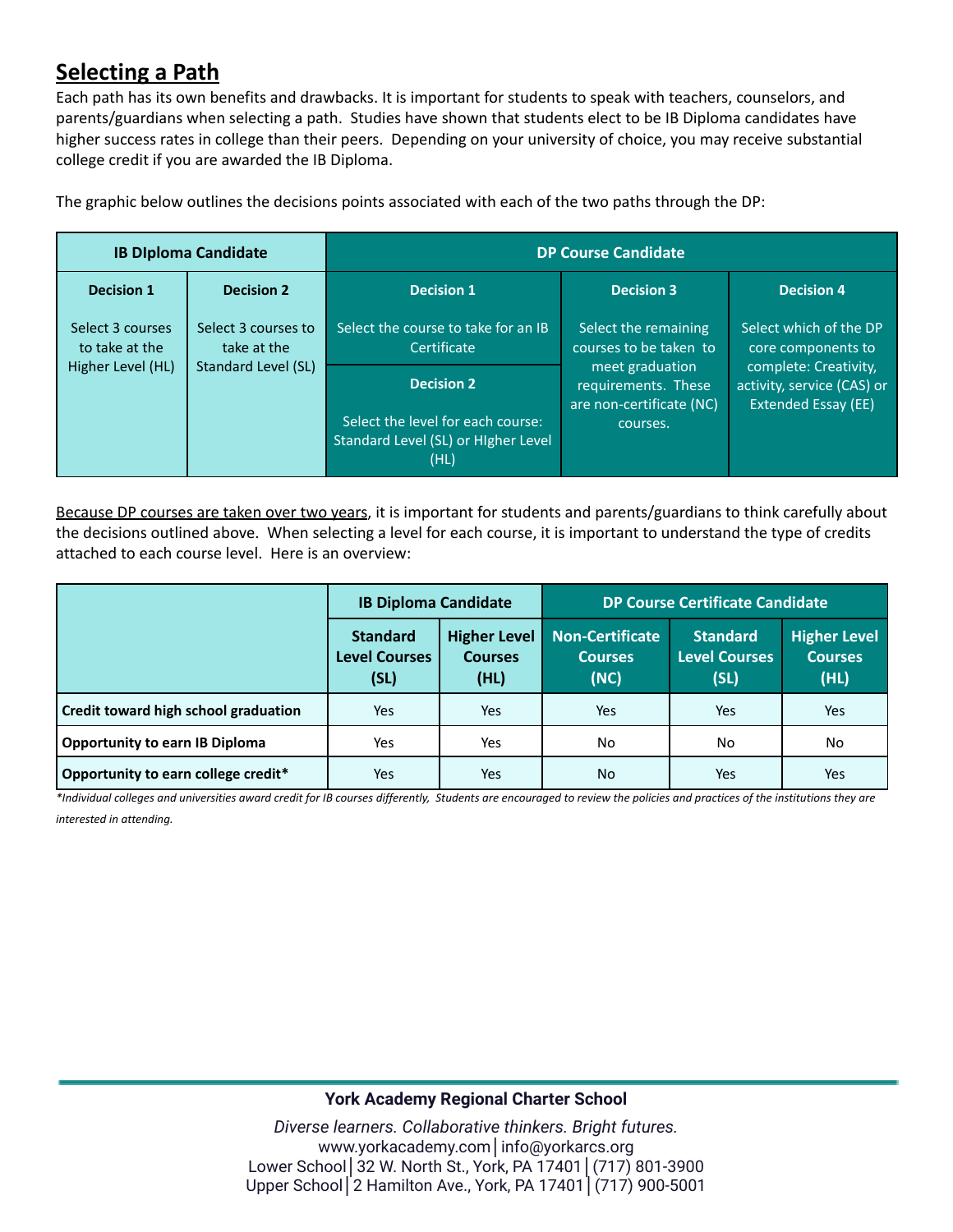## Selecting a Path

Each path has its own benefits and drawbacks. It is important for students to speak with teachers, counselors, and parents/guardians when selecting a path. Studies have shown that students elect to be IB Diploma candidates have higher success rates in college than their peers. Depending on your university of choice, you may receive substantial college credit if you are awarded the IB Diploma.

The graphic below outlines the decisions points associated with each of the two paths through the DP:

| IB DIploma Candidate | | DP Course Candidate | | |
|---|---|---|---|---|
| **Decision 1**<br><br>Select 3 courses to take at the Higher Level (HL) | **Decision 2**<br><br>Select 3 courses to take at the Standard Level (SL) | **Decision 1**<br><br>Select the course to take for an IB Certificate<br><br>**Decision 2**<br><br>Select the level for each course: Standard Level (SL) or HIgher Level (HL) | **Decision 3**<br><br>Select the remaining courses to be taken to meet graduation requirements. These are non-certificate (NC) courses. | **Decision 4**<br><br>Select which of the DP core components to complete: Creativity, activity, service (CAS) or Extended Essay (EE) |

Because DP courses are taken over two years, it is important for students and parents/guardians to think carefully about the decisions outlined above. When selecting a level for each course, it is important to understand the type of credits attached to each course level. Here is an overview:

| | IB Diploma Candidate | | DP Course Certificate Candidate | | |
|---|---|---|---|---|---|
| | **Standard Level Courses (SL)** | **Higher Level Courses (HL)** | **Non-Certificate Courses (NC)** | **Standard Level Courses (SL)** | **Higher Level Courses (HL)** |
| **Credit toward high school graduation** | Yes | Yes | Yes | Yes | Yes |
| **Opportunity to earn IB Diploma** | Yes | Yes | No | No | No |
| **Opportunity to earn college credit*** | Yes | Yes | No | Yes | Yes |

*\*Individual colleges and universities award credit for IB courses differently, Students are encouraged to review the policies and practices of the institutions they are interested in attending.*

**York Academy Regional Charter School**

*Diverse learners. Collaborative thinkers. Bright futures.*
www.yorkacademy.com | info@yorkarcs.org
Lower School | 32 W. North St., York, PA 17401 | (717) 801-3900
Upper School | 2 Hamilton Ave., York, PA 17401 | (717) 900-5001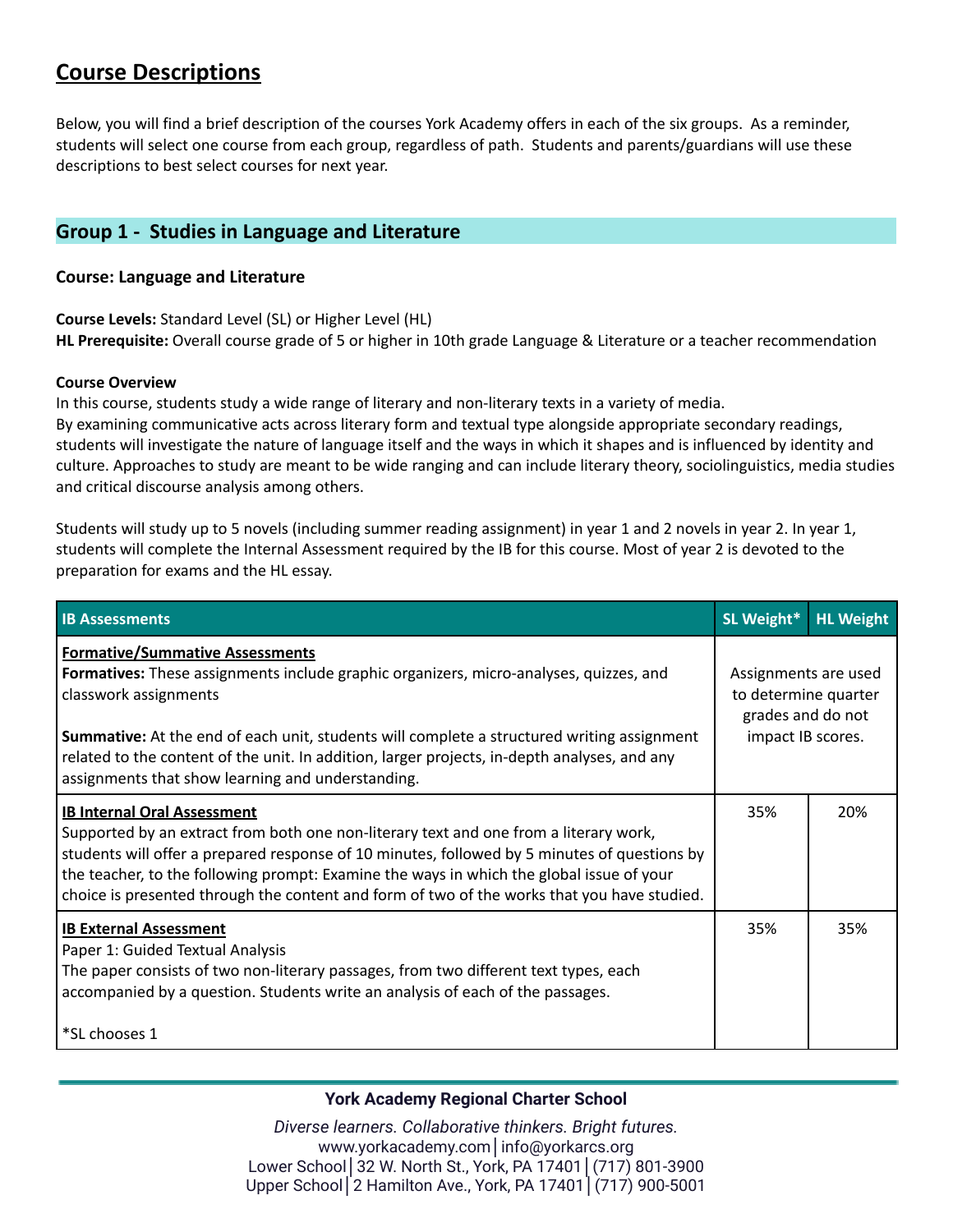## Course Descriptions

Below, you will find a brief description of the courses York Academy offers in each of the six groups. As a reminder, students will select one course from each group, regardless of path. Students and parents/guardians will use these descriptions to best select courses for next year.

### Group 1 - Studies in Language and Literature

**Course: Language and Literature**

**Course Levels:** Standard Level (SL) or Higher Level (HL)
**HL Prerequisite:** Overall course grade of 5 or higher in 10th grade Language & Literature or a teacher recommendation

**Course Overview**
In this course, students study a wide range of literary and non-literary texts in a variety of media.
By examining communicative acts across literary form and textual type alongside appropriate secondary readings, students will investigate the nature of language itself and the ways in which it shapes and is influenced by identity and culture. Approaches to study are meant to be wide ranging and can include literary theory, sociolinguistics, media studies and critical discourse analysis among others.

Students will study up to 5 novels (including summer reading assignment) in year 1 and 2 novels in year 2. In year 1, students will complete the Internal Assessment required by the IB for this course. Most of year 2 is devoted to the preparation for exams and the HL essay.

| IB Assessments | SL Weight* | HL Weight |
|---|---|---|
| **Formative/Summative Assessments**<br>**Formatives:** These assignments include graphic organizers, micro-analyses, quizzes, and classwork assignments<br><br>**Summative:** At the end of each unit, students will complete a structured writing assignment related to the content of the unit. In addition, larger projects, in-depth analyses, and any assignments that show learning and understanding. | Assignments are used to determine quarter grades and do not impact IB scores. | |
| **IB Internal Oral Assessment**<br>Supported by an extract from both one non-literary text and one from a literary work, students will offer a prepared response of 10 minutes, followed by 5 minutes of questions by the teacher, to the following prompt: Examine the ways in which the global issue of your choice is presented through the content and form of two of the works that you have studied. | 35% | 20% |
| **IB External Assessment**<br>Paper 1: Guided Textual Analysis<br>The paper consists of two non-literary passages, from two different text types, each accompanied by a question. Students write an analysis of each of the passages.<br><br>*SL chooses 1 | 35% | 35% |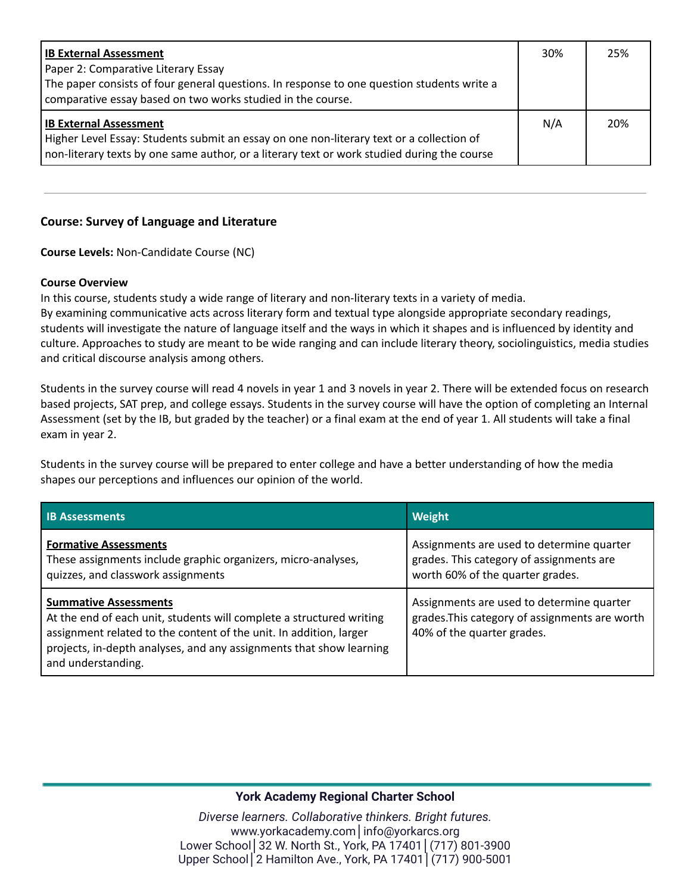| | | |
|---|---|---|
| **IB External Assessment**<br>Paper 2: Comparative Literary Essay<br>The paper consists of four general questions. In response to one question students write a comparative essay based on two works studied in the course. | 30% | 25% |
| **IB External Assessment**<br>Higher Level Essay: Students submit an essay on one non-literary text or a collection of non-literary texts by one same author, or a literary text or work studied during the course | N/A | 20% |

---

### Course: Survey of Language and Literature

**Course Levels:** Non-Candidate Course (NC)

**Course Overview**
In this course, students study a wide range of literary and non-literary texts in a variety of media. By examining communicative acts across literary form and textual type alongside appropriate secondary readings, students will investigate the nature of language itself and the ways in which it shapes and is influenced by identity and culture. Approaches to study are meant to be wide ranging and can include literary theory, sociolinguistics, media studies and critical discourse analysis among others.

Students in the survey course will read 4 novels in year 1 and 3 novels in year 2. There will be extended focus on research based projects, SAT prep, and college essays. Students in the survey course will have the option of completing an Internal Assessment (set by the IB, but graded by the teacher) or a final exam at the end of year 1. All students will take a final exam in year 2.

Students in the survey course will be prepared to enter college and have a better understanding of how the media shapes our perceptions and influences our opinion of the world.

| IB Assessments | Weight |
|---|---|
| **Formative Assessments**<br>These assignments include graphic organizers, micro-analyses, quizzes, and classwork assignments | Assignments are used to determine quarter grades. This category of assignments are worth 60% of the quarter grades. |
| **Summative Assessments**<br>At the end of each unit, students will complete a structured writing assignment related to the content of the unit. In addition, larger projects, in-depth analyses, and any assignments that show learning and understanding. | Assignments are used to determine quarter grades.This category of assignments are worth 40% of the quarter grades. |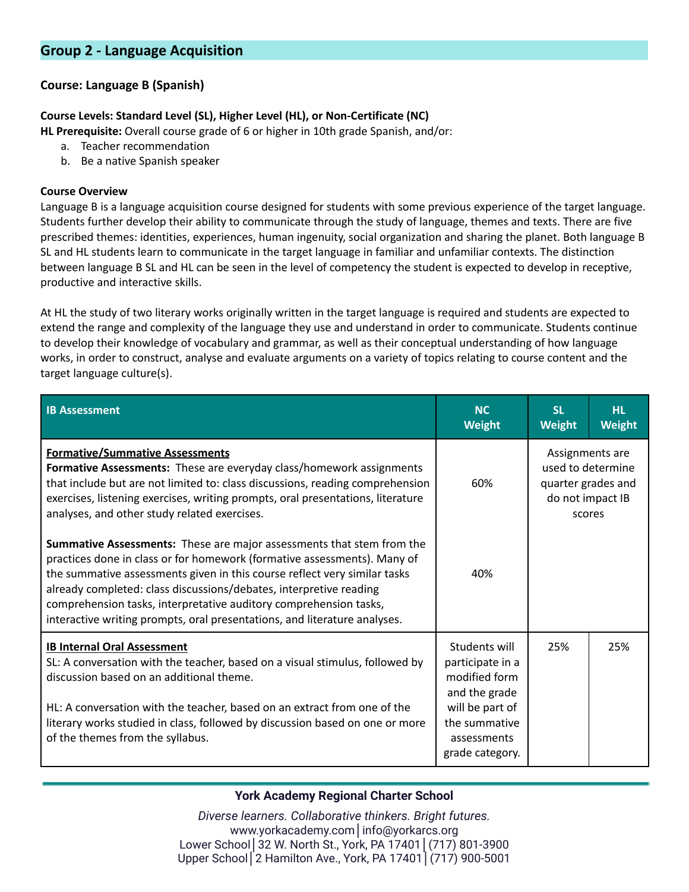## Group 2 - Language Acquisition

**Course: Language B (Spanish)**

**Course Levels: Standard Level (SL), Higher Level (HL), or Non-Certificate (NC)**
**HL Prerequisite:** Overall course grade of 6 or higher in 10th grade Spanish, and/or:

a. Teacher recommendation
b. Be a native Spanish speaker

**Course Overview**
Language B is a language acquisition course designed for students with some previous experience of the target language. Students further develop their ability to communicate through the study of language, themes and texts. There are five prescribed themes: identities, experiences, human ingenuity, social organization and sharing the planet. Both language B SL and HL students learn to communicate in the target language in familiar and unfamiliar contexts. The distinction between language B SL and HL can be seen in the level of competency the student is expected to develop in receptive, productive and interactive skills.

At HL the study of two literary works originally written in the target language is required and students are expected to extend the range and complexity of the language they use and understand in order to communicate. Students continue to develop their knowledge of vocabulary and grammar, as well as their conceptual understanding of how language works, in order to construct, analyse and evaluate arguments on a variety of topics relating to course content and the target language culture(s).

| IB Assessment | NC Weight | SL Weight | HL Weight |
|---|---|---|---|
| **Formative/Summative Assessments**<br>**Formative Assessments:** These are everyday class/homework assignments that include but are not limited to: class discussions, reading comprehension exercises, listening exercises, writing prompts, oral presentations, literature analyses, and other study related exercises. | 60% | Assignments are used to determine quarter grades and do not impact IB scores | |
| **Summative Assessments:** These are major assessments that stem from the practices done in class or for homework (formative assessments). Many of the summative assessments given in this course reflect very similar tasks already completed: class discussions/debates, interpretive reading comprehension tasks, interpretative auditory comprehension tasks, interactive writing prompts, oral presentations, and literature analyses. | 40% | | |
| **IB Internal Oral Assessment**<br>SL: A conversation with the teacher, based on a visual stimulus, followed by discussion based on an additional theme.<br><br>HL: A conversation with the teacher, based on an extract from one of the literary works studied in class, followed by discussion based on one or more of the themes from the syllabus. | Students will participate in a modified form and the grade will be part of the summative assessments grade category. | 25% | 25% |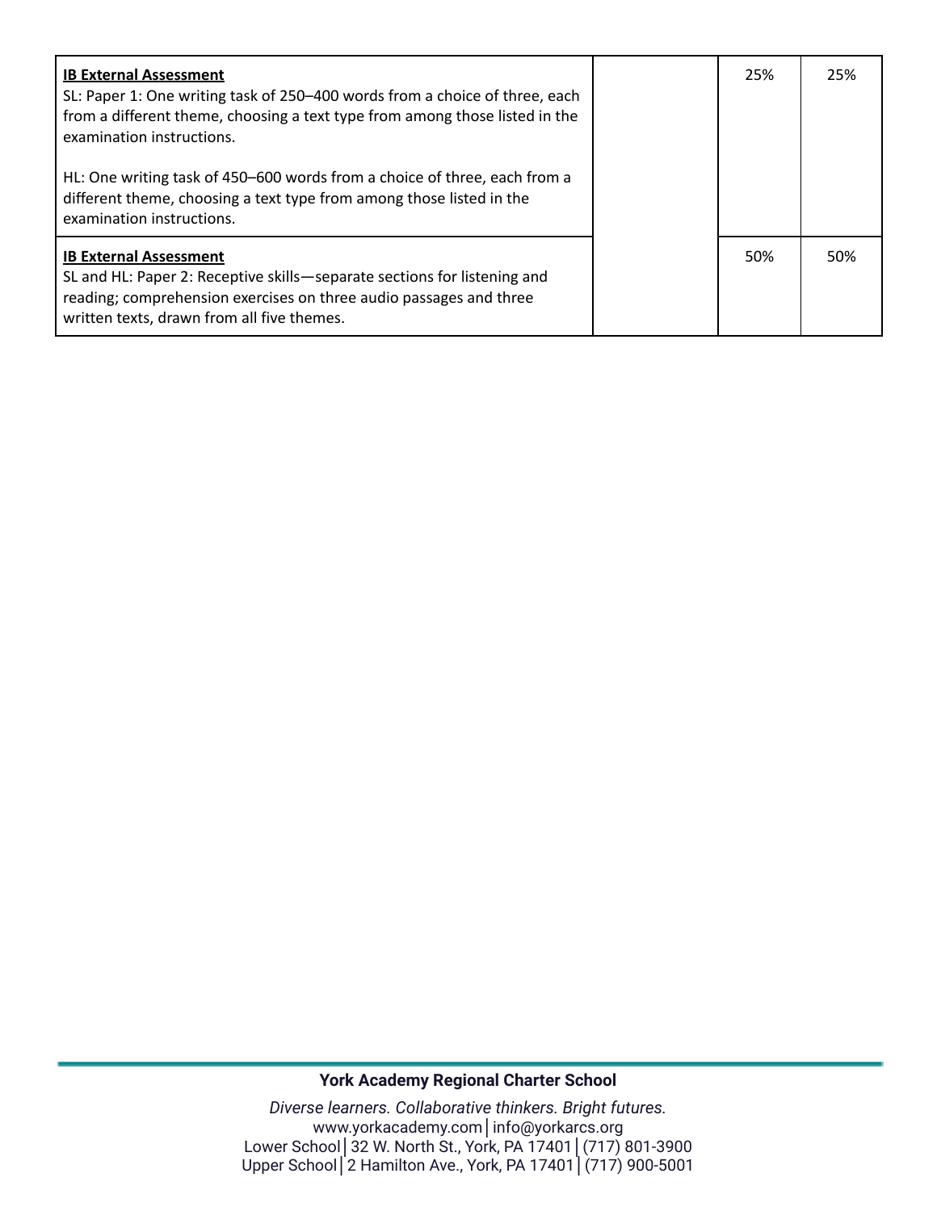| | | | |
|---|---|---|---|
| **IB External Assessment**<br>SL: Paper 1: One writing task of 250–400 words from a choice of three, each from a different theme, choosing a text type from among those listed in the examination instructions.<br><br>HL: One writing task of 450–600 words from a choice of three, each from a different theme, choosing a text type from among those listed in the examination instructions. | | 25% | 25% |
| **IB External Assessment**<br>SL and HL: Paper 2: Receptive skills—separate sections for listening and reading; comprehension exercises on three audio passages and three written texts, drawn from all five themes. | | 50% | 50% |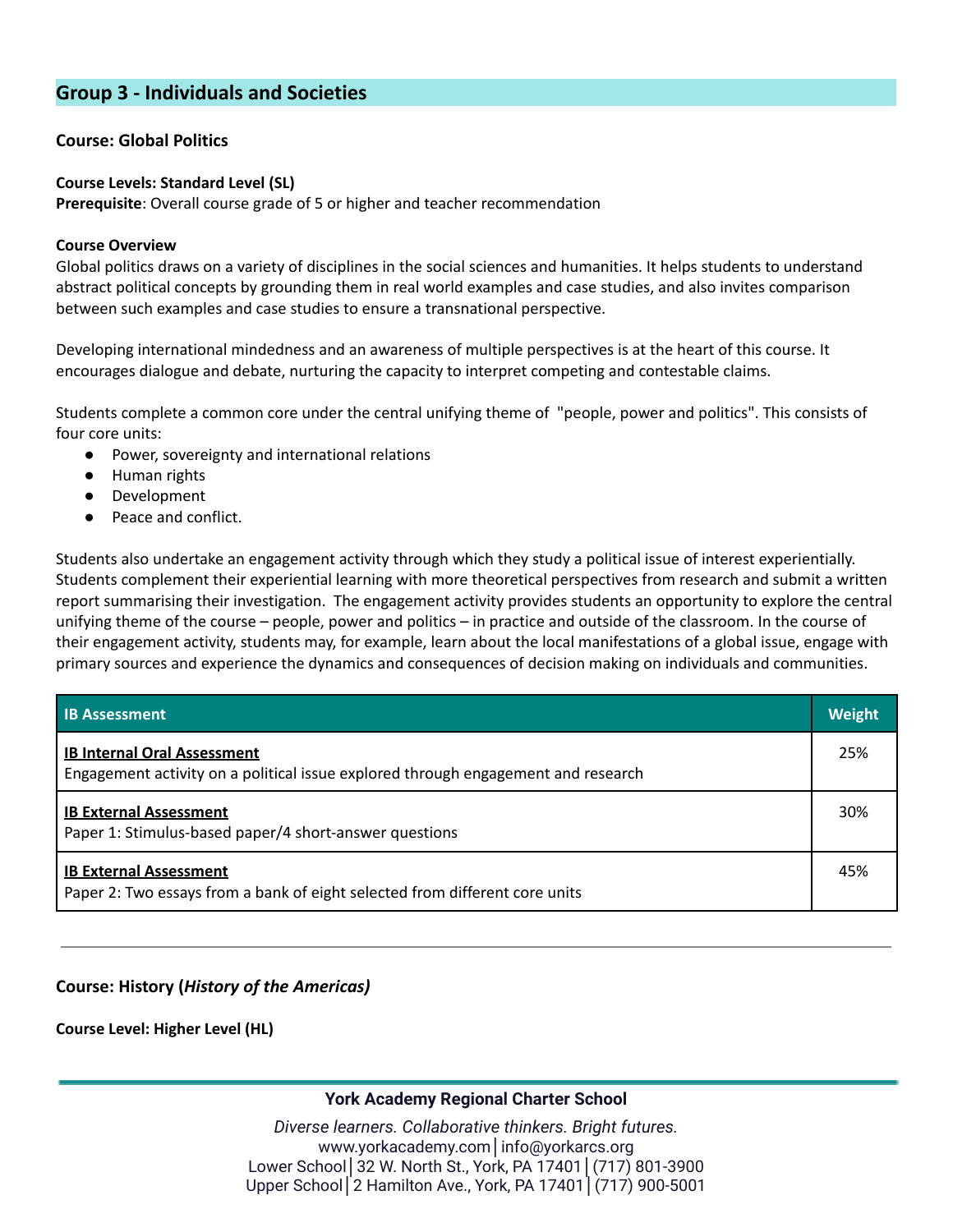## Group 3 - Individuals and Societies

### Course: Global Politics

**Course Levels: Standard Level (SL)**
**Prerequisite**: Overall course grade of 5 or higher and teacher recommendation

**Course Overview**
Global politics draws on a variety of disciplines in the social sciences and humanities. It helps students to understand abstract political concepts by grounding them in real world examples and case studies, and also invites comparison between such examples and case studies to ensure a transnational perspective.

Developing international mindedness and an awareness of multiple perspectives is at the heart of this course. It encourages dialogue and debate, nurturing the capacity to interpret competing and contestable claims.

Students complete a common core under the central unifying theme of "people, power and politics". This consists of four core units:

- Power, sovereignty and international relations
- Human rights
- Development
- Peace and conflict.

Students also undertake an engagement activity through which they study a political issue of interest experientially. Students complement their experiential learning with more theoretical perspectives from research and submit a written report summarising their investigation. The engagement activity provides students an opportunity to explore the central unifying theme of the course – people, power and politics – in practice and outside of the classroom. In the course of their engagement activity, students may, for example, learn about the local manifestations of a global issue, engage with primary sources and experience the dynamics and consequences of decision making on individuals and communities.

| IB Assessment | Weight |
|---|---|
| **IB Internal Oral Assessment**<br>Engagement activity on a political issue explored through engagement and research | 25% |
| **IB External Assessment**<br>Paper 1: Stimulus-based paper/4 short-answer questions | 30% |
| **IB External Assessment**<br>Paper 2: Two essays from a bank of eight selected from different core units | 45% |

---

### Course: History (*History of the Americas)*

**Course Level: Higher Level (HL)**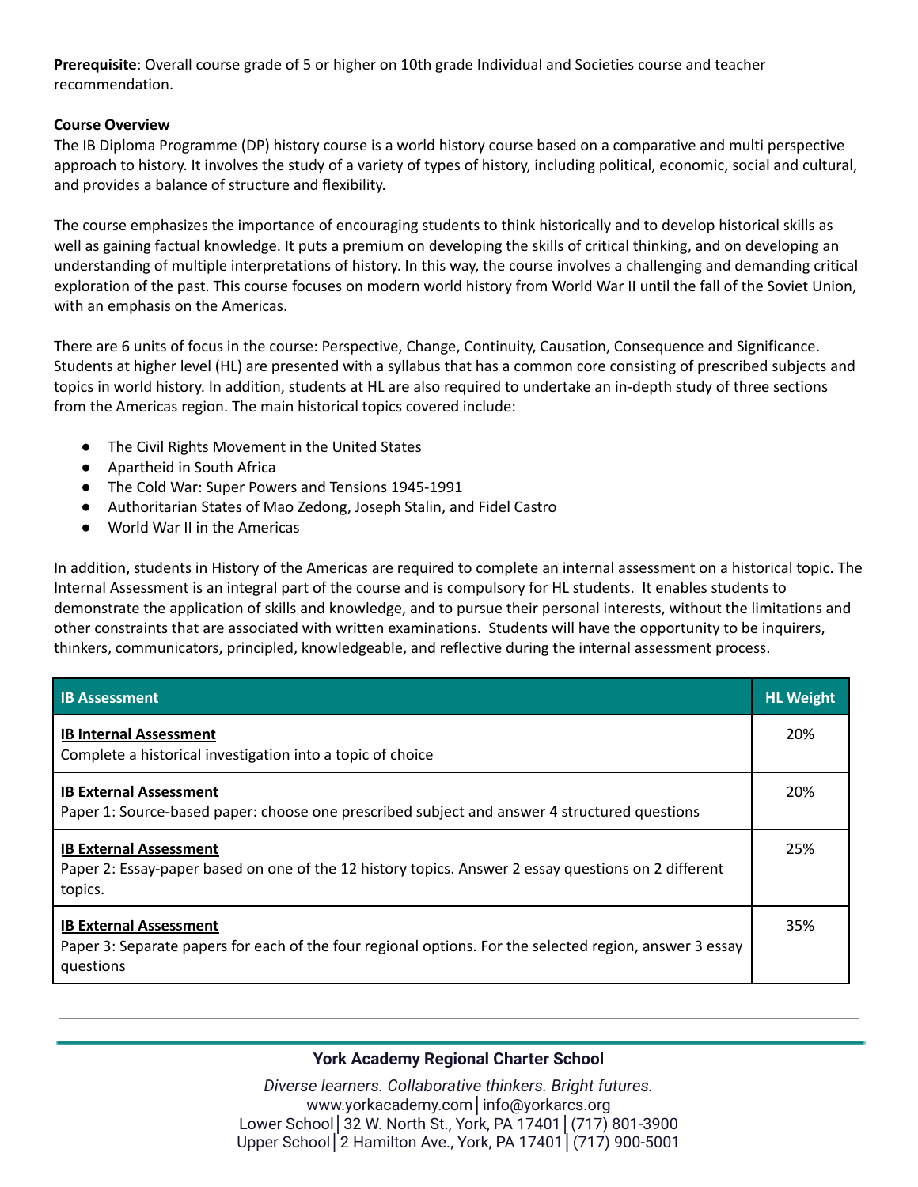**Prerequisite**: Overall course grade of 5 or higher on 10th grade Individual and Societies course and teacher recommendation.

**Course Overview**

The IB Diploma Programme (DP) history course is a world history course based on a comparative and multi perspective approach to history. It involves the study of a variety of types of history, including political, economic, social and cultural, and provides a balance of structure and flexibility.

The course emphasizes the importance of encouraging students to think historically and to develop historical skills as well as gaining factual knowledge. It puts a premium on developing the skills of critical thinking, and on developing an understanding of multiple interpretations of history. In this way, the course involves a challenging and demanding critical exploration of the past. This course focuses on modern world history from World War II until the fall of the Soviet Union, with an emphasis on the Americas.

There are 6 units of focus in the course: Perspective, Change, Continuity, Causation, Consequence and Significance. Students at higher level (HL) are presented with a syllabus that has a common core consisting of prescribed subjects and topics in world history. In addition, students at HL are also required to undertake an in-depth study of three sections from the Americas region. The main historical topics covered include:

- The Civil Rights Movement in the United States
- Apartheid in South Africa
- The Cold War: Super Powers and Tensions 1945-1991
- Authoritarian States of Mao Zedong, Joseph Stalin, and Fidel Castro
- World War II in the Americas

In addition, students in History of the Americas are required to complete an internal assessment on a historical topic. The Internal Assessment is an integral part of the course and is compulsory for HL students. It enables students to demonstrate the application of skills and knowledge, and to pursue their personal interests, without the limitations and other constraints that are associated with written examinations. Students will have the opportunity to be inquirers, thinkers, communicators, principled, knowledgeable, and reflective during the internal assessment process.

| IB Assessment | HL Weight |
|---|---|
| **IB Internal Assessment**<br>Complete a historical investigation into a topic of choice | 20% |
| **IB External Assessment**<br>Paper 1: Source-based paper: choose one prescribed subject and answer 4 structured questions | 20% |
| **IB External Assessment**<br>Paper 2: Essay-paper based on one of the 12 history topics. Answer 2 essay questions on 2 different topics. | 25% |
| **IB External Assessment**<br>Paper 3: Separate papers for each of the four regional options. For the selected region, answer 3 essay questions | 35% |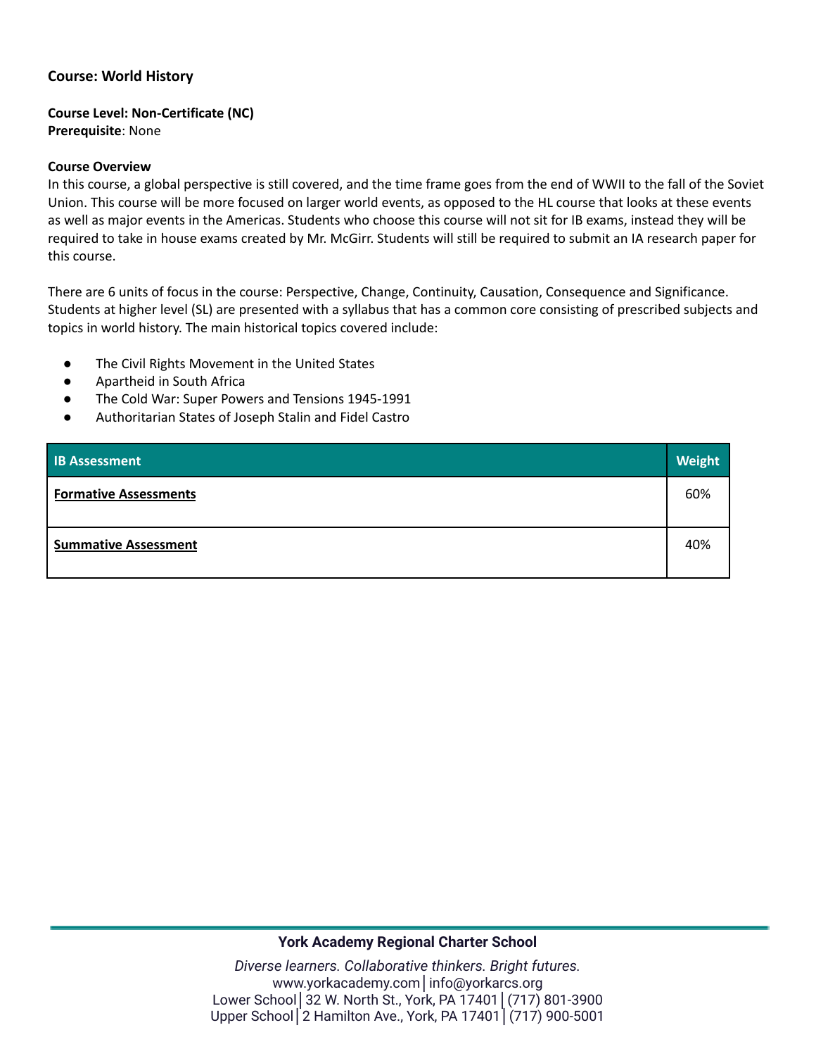**Course: World History**

**Course Level: Non-Certificate (NC)**
**Prerequisite**: None

**Course Overview**
In this course, a global perspective is still covered, and the time frame goes from the end of WWII to the fall of the Soviet Union. This course will be more focused on larger world events, as opposed to the HL course that looks at these events as well as major events in the Americas. Students who choose this course will not sit for IB exams, instead they will be required to take in house exams created by Mr. McGirr. Students will still be required to submit an IA research paper for this course.

There are 6 units of focus in the course: Perspective, Change, Continuity, Causation, Consequence and Significance. Students at higher level (SL) are presented with a syllabus that has a common core consisting of prescribed subjects and topics in world history. The main historical topics covered include:

- The Civil Rights Movement in the United States
- Apartheid in South Africa
- The Cold War: Super Powers and Tensions 1945-1991
- Authoritarian States of Joseph Stalin and Fidel Castro

| IB Assessment | Weight |
| --- | --- |
| **Formative Assessments** | 60% |
| **Summative Assessment** | 40% |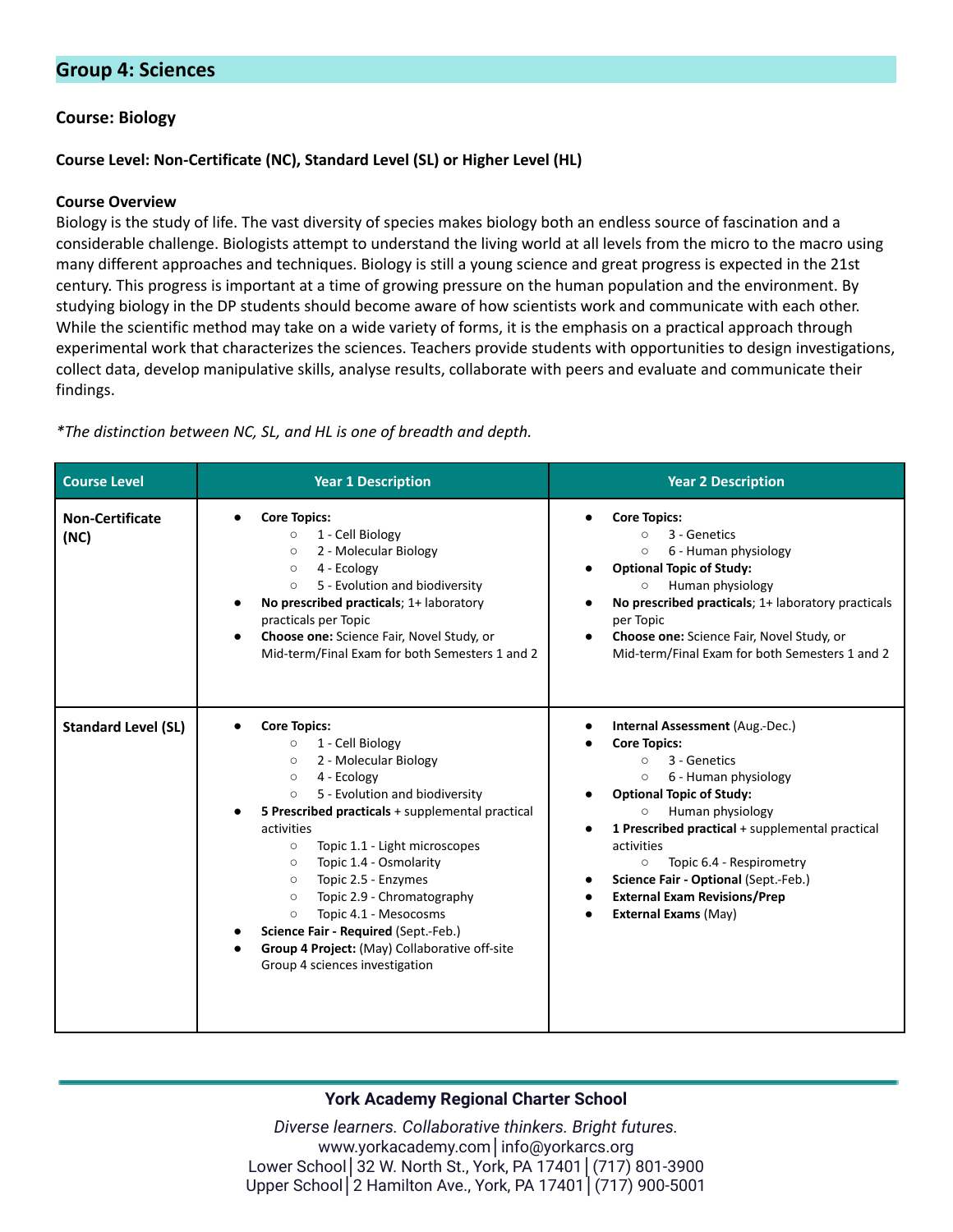## Group 4: Sciences

**Course: Biology**

**Course Level: Non-Certificate (NC), Standard Level (SL) or Higher Level (HL)**

**Course Overview**

Biology is the study of life. The vast diversity of species makes biology both an endless source of fascination and a considerable challenge. Biologists attempt to understand the living world at all levels from the micro to the macro using many different approaches and techniques. Biology is still a young science and great progress is expected in the 21st century. This progress is important at a time of growing pressure on the human population and the environment. By studying biology in the DP students should become aware of how scientists work and communicate with each other. While the scientific method may take on a wide variety of forms, it is the emphasis on a practical approach through experimental work that characterizes the sciences. Teachers provide students with opportunities to design investigations, collect data, develop manipulative skills, analyse results, collaborate with peers and evaluate and communicate their findings.

*\*The distinction between NC, SL, and HL is one of breadth and depth.*

| Course Level | Year 1 Description | Year 2 Description |
|---|---|---|
| **Non-Certificate (NC)** | • **Core Topics:**<br>  ○ 1 - Cell Biology<br>  ○ 2 - Molecular Biology<br>  ○ 4 - Ecology<br>  ○ 5 - Evolution and biodiversity<br>• **No prescribed practicals**; 1+ laboratory practicals per Topic<br>• **Choose one:** Science Fair, Novel Study, or Mid-term/Final Exam for both Semesters 1 and 2 | • **Core Topics:**<br>  ○ 3 - Genetics<br>  ○ 6 - Human physiology<br>• **Optional Topic of Study:**<br>  ○ Human physiology<br>• **No prescribed practicals**; 1+ laboratory practicals per Topic<br>• **Choose one:** Science Fair, Novel Study, or Mid-term/Final Exam for both Semesters 1 and 2 |
| **Standard Level (SL)** | • **Core Topics:**<br>  ○ 1 - Cell Biology<br>  ○ 2 - Molecular Biology<br>  ○ 4 - Ecology<br>  ○ 5 - Evolution and biodiversity<br>• **5 Prescribed practicals** + supplemental practical activities<br>  ○ Topic 1.1 - Light microscopes<br>  ○ Topic 1.4 - Osmolarity<br>  ○ Topic 2.5 - Enzymes<br>  ○ Topic 2.9 - Chromatography<br>  ○ Topic 4.1 - Mesocosms<br>• **Science Fair - Required** (Sept.-Feb.)<br>• **Group 4 Project:** (May) Collaborative off-site Group 4 sciences investigation | • **Internal Assessment** (Aug.-Dec.)<br>• **Core Topics:**<br>  ○ 3 - Genetics<br>  ○ 6 - Human physiology<br>• **Optional Topic of Study:**<br>  ○ Human physiology<br>• **1 Prescribed practical** + supplemental practical activities<br>  ○ Topic 6.4 - Respirometry<br>• **Science Fair - Optional** (Sept.-Feb.)<br>• **External Exam Revisions/Prep**<br>• **External Exams** (May) |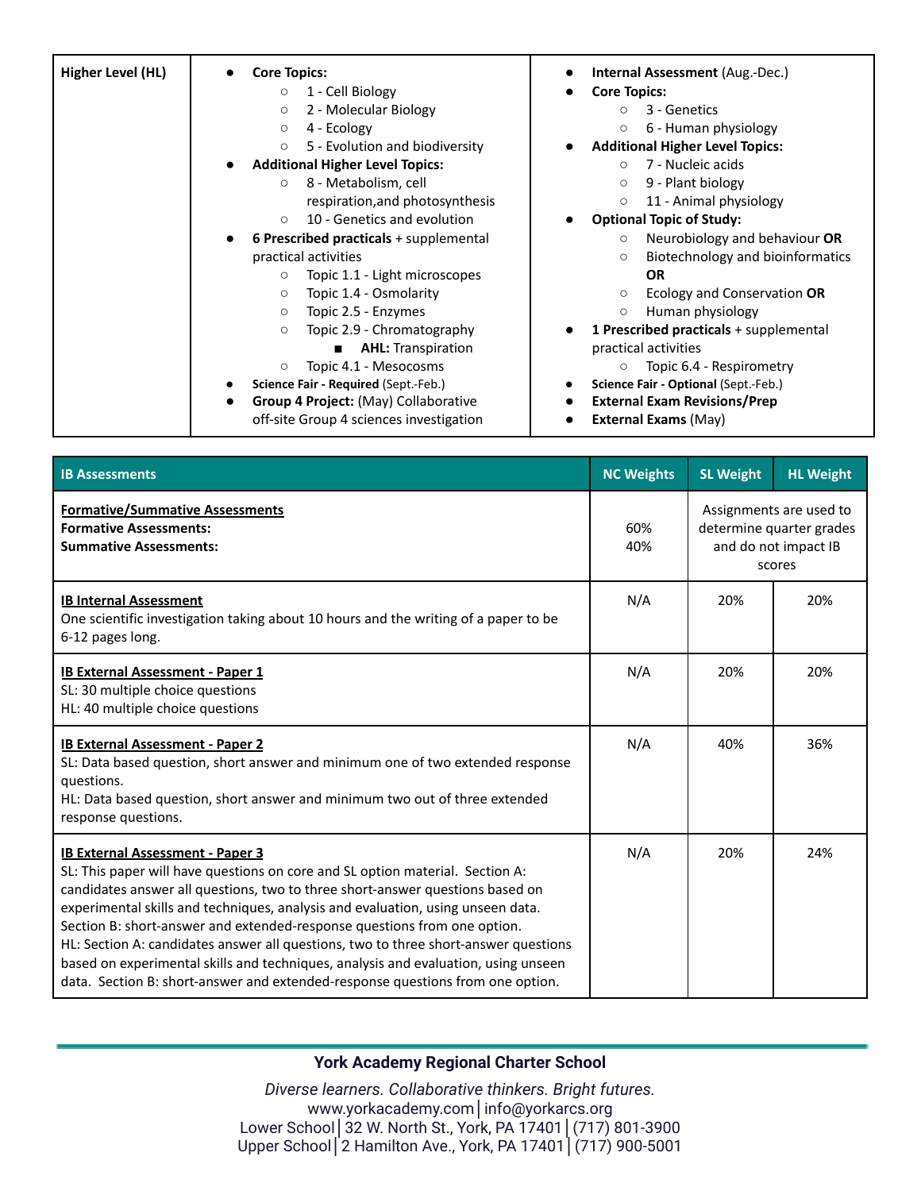| Higher Level (HL) | • **Core Topics:**<br>◦ 1 - Cell Biology<br>◦ 2 - Molecular Biology<br>◦ 4 - Ecology<br>◦ 5 - Evolution and biodiversity<br>• **Additional Higher Level Topics:**<br>◦ 8 - Metabolism, cell respiration,and photosynthesis<br>◦ 10 - Genetics and evolution<br>• **6 Prescribed practicals** + supplemental practical activities<br>◦ Topic 1.1 - Light microscopes<br>◦ Topic 1.4 - Osmolarity<br>◦ Topic 2.5 - Enzymes<br>◦ Topic 2.9 - Chromatography<br>▪ **AHL:** Transpiration<br>◦ Topic 4.1 - Mesocosms<br>• **Science Fair - Required** (Sept.-Feb.)<br>• **Group 4 Project:** (May) Collaborative off-site Group 4 sciences investigation | • **Internal Assessment** (Aug.-Dec.)<br>• **Core Topics:**<br>◦ 3 - Genetics<br>◦ 6 - Human physiology<br>• **Additional Higher Level Topics:**<br>◦ 7 - Nucleic acids<br>◦ 9 - Plant biology<br>◦ 11 - Animal physiology<br>• **Optional Topic of Study:**<br>◦ Neurobiology and behaviour **OR**<br>◦ Biotechnology and bioinformatics **OR**<br>◦ Ecology and Conservation **OR**<br>◦ Human physiology<br>• **1 Prescribed practicals** + supplemental practical activities<br>◦ Topic 6.4 - Respirometry<br>• **Science Fair - Optional** (Sept.-Feb.)<br>• **External Exam Revisions/Prep**<br>• **External Exams** (May) |
|---|---|---|

| IB Assessments | NC Weights | SL Weight | HL Weight |
|---|---|---|---|
| **Formative/Summative Assessments**<br>**Formative Assessments:**<br>**Summative Assessments:** | 60%<br>40% | Assignments are used to determine quarter grades and do not impact IB scores | |
| **IB Internal Assessment**<br>One scientific investigation taking about 10 hours and the writing of a paper to be 6-12 pages long. | N/A | 20% | 20% |
| **IB External Assessment - Paper 1**<br>SL: 30 multiple choice questions<br>HL: 40 multiple choice questions | N/A | 20% | 20% |
| **IB External Assessment - Paper 2**<br>SL: Data based question, short answer and minimum one of two extended response questions.<br>HL: Data based question, short answer and minimum two out of three extended response questions. | N/A | 40% | 36% |
| **IB External Assessment - Paper 3**<br>SL: This paper will have questions on core and SL option material. Section A: candidates answer all questions, two to three short-answer questions based on experimental skills and techniques, analysis and evaluation, using unseen data. Section B: short-answer and extended-response questions from one option.<br>HL: Section A: candidates answer all questions, two to three short-answer questions based on experimental skills and techniques, analysis and evaluation, using unseen data. Section B: short-answer and extended-response questions from one option. | N/A | 20% | 24% |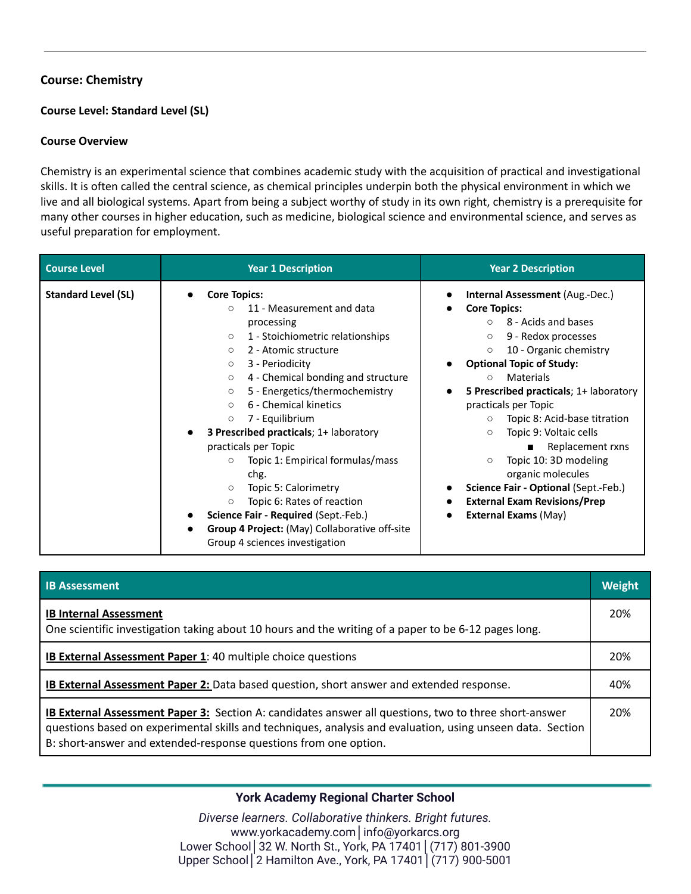**Course: Chemistry**

**Course Level: Standard Level (SL)**

**Course Overview**

Chemistry is an experimental science that combines academic study with the acquisition of practical and investigational skills. It is often called the central science, as chemical principles underpin both the physical environment in which we live and all biological systems. Apart from being a subject worthy of study in its own right, chemistry is a prerequisite for many other courses in higher education, such as medicine, biological science and environmental science, and serves as useful preparation for employment.

| Course Level | Year 1 Description | Year 2 Description |
|---|---|---|
| **Standard Level (SL)** | • **Core Topics:**<br>○ 11 - Measurement and data processing<br>○ 1 - Stoichiometric relationships<br>○ 2 - Atomic structure<br>○ 3 - Periodicity<br>○ 4 - Chemical bonding and structure<br>○ 5 - Energetics/thermochemistry<br>○ 6 - Chemical kinetics<br>○ 7 - Equilibrium<br>• **3 Prescribed practicals**; 1+ laboratory practicals per Topic<br>○ Topic 1: Empirical formulas/mass chg.<br>○ Topic 5: Calorimetry<br>○ Topic 6: Rates of reaction<br>• **Science Fair - Required** (Sept.-Feb.)<br>• **Group 4 Project:** (May) Collaborative off-site Group 4 sciences investigation | • **Internal Assessment** (Aug.-Dec.)<br>• **Core Topics:**<br>○ 8 - Acids and bases<br>○ 9 - Redox processes<br>○ 10 - Organic chemistry<br>• **Optional Topic of Study:**<br>○ Materials<br>• **5 Prescribed practicals**; 1+ laboratory practicals per Topic<br>○ Topic 8: Acid-base titration<br>○ Topic 9: Voltaic cells<br>■ Replacement rxns<br>○ Topic 10: 3D modeling organic molecules<br>• **Science Fair - Optional** (Sept.-Feb.)<br>• **External Exam Revisions/Prep**<br>• **External Exams** (May) |

| IB Assessment | Weight |
|---|---|
| **IB Internal Assessment**<br>One scientific investigation taking about 10 hours and the writing of a paper to be 6-12 pages long. | 20% |
| **IB External Assessment Paper 1**: 40 multiple choice questions | 20% |
| **IB External Assessment Paper 2:** Data based question, short answer and extended response. | 40% |
| **IB External Assessment Paper 3:** Section A: candidates answer all questions, two to three short-answer questions based on experimental skills and techniques, analysis and evaluation, using unseen data. Section B: short-answer and extended-response questions from one option. | 20% |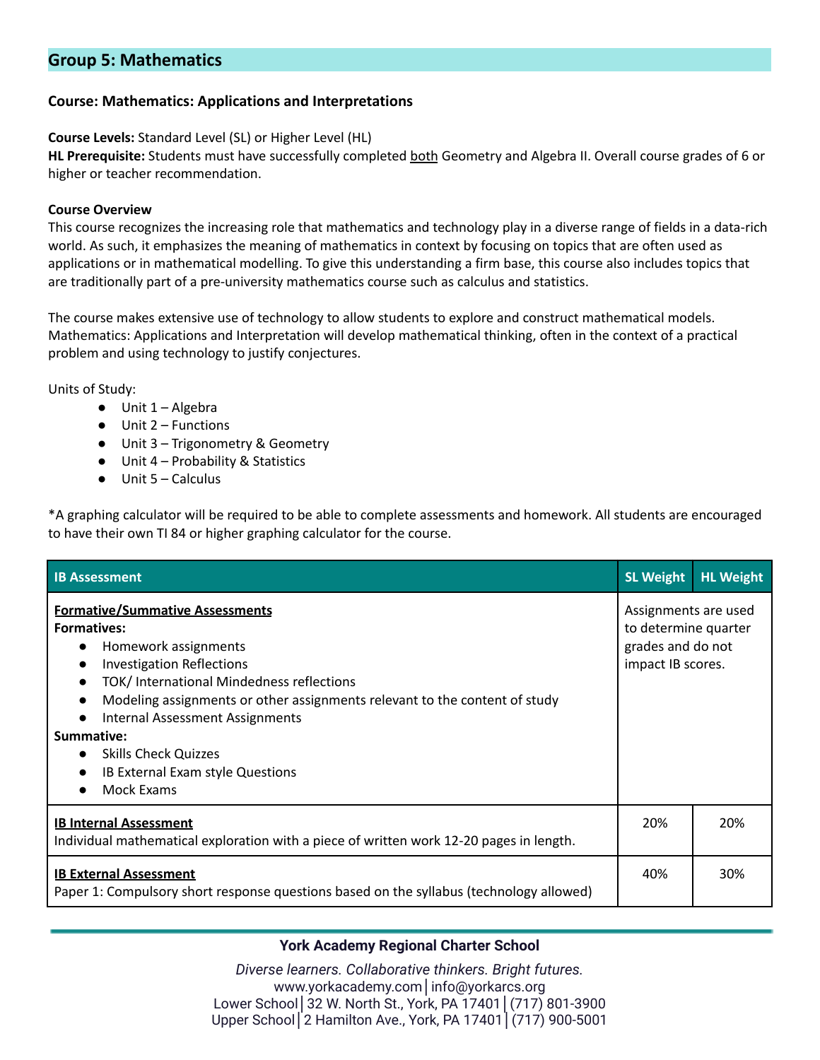## Group 5: Mathematics

### Course: Mathematics: Applications and Interpretations

**Course Levels:** Standard Level (SL) or Higher Level (HL)
**HL Prerequisite:** Students must have successfully completed both Geometry and Algebra II. Overall course grades of 6 or higher or teacher recommendation.

**Course Overview**
This course recognizes the increasing role that mathematics and technology play in a diverse range of fields in a data-rich world. As such, it emphasizes the meaning of mathematics in context by focusing on topics that are often used as applications or in mathematical modelling. To give this understanding a firm base, this course also includes topics that are traditionally part of a pre-university mathematics course such as calculus and statistics.

The course makes extensive use of technology to allow students to explore and construct mathematical models. Mathematics: Applications and Interpretation will develop mathematical thinking, often in the context of a practical problem and using technology to justify conjectures.

Units of Study:

- Unit 1 – Algebra
- Unit 2 – Functions
- Unit 3 – Trigonometry & Geometry
- Unit 4 – Probability & Statistics
- Unit 5 – Calculus

*A graphing calculator will be required to be able to complete assessments and homework. All students are encouraged to have their own TI 84 or higher graphing calculator for the course.

| IB Assessment | SL Weight | HL Weight |
|---|---|---|
| **Formative/Summative Assessments**<br>**Formatives:**<br>• Homework assignments<br>• Investigation Reflections<br>• TOK/ International Mindedness reflections<br>• Modeling assignments or other assignments relevant to the content of study<br>• Internal Assessment Assignments<br>**Summative:**<br>• Skills Check Quizzes<br>• IB External Exam style Questions<br>• Mock Exams | Assignments are used to determine quarter grades and do not impact IB scores. | |
| **IB Internal Assessment**<br>Individual mathematical exploration with a piece of written work 12-20 pages in length. | 20% | 20% |
| **IB External Assessment**<br>Paper 1: Compulsory short response questions based on the syllabus (technology allowed) | 40% | 30% |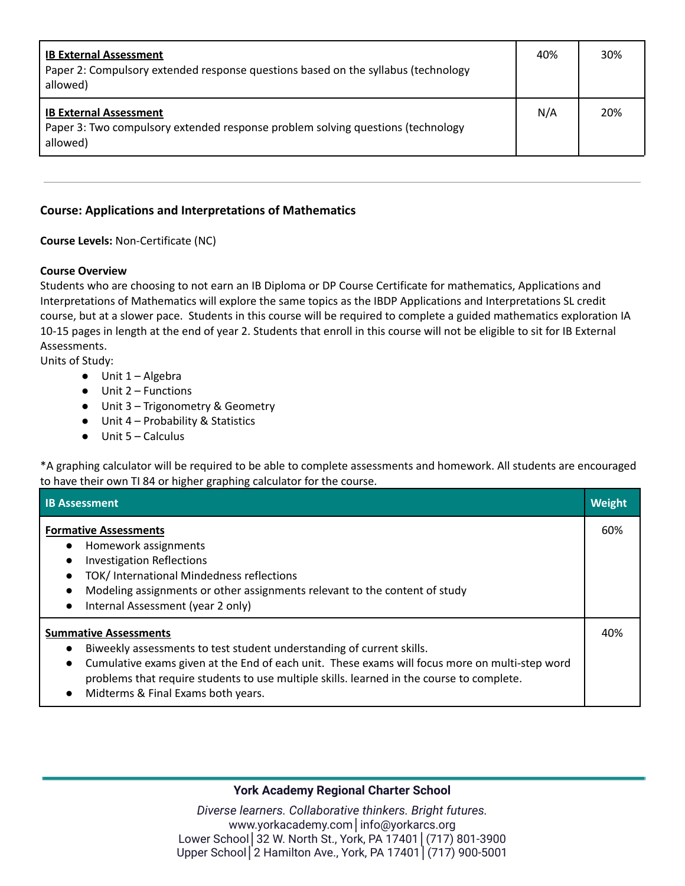| | | |
|---|---|---|
| **IB External Assessment**<br>Paper 2: Compulsory extended response questions based on the syllabus (technology allowed) | 40% | 30% |
| **IB External Assessment**<br>Paper 3: Two compulsory extended response problem solving questions (technology allowed) | N/A | 20% |

---

### Course: Applications and Interpretations of Mathematics

**Course Levels:** Non-Certificate (NC)

**Course Overview**

Students who are choosing to not earn an IB Diploma or DP Course Certificate for mathematics, Applications and Interpretations of Mathematics will explore the same topics as the IBDP Applications and Interpretations SL credit course, but at a slower pace. Students in this course will be required to complete a guided mathematics exploration IA 10-15 pages in length at the end of year 2. Students that enroll in this course will not be eligible to sit for IB External Assessments.

Units of Study:

- Unit 1 – Algebra
- Unit 2 – Functions
- Unit 3 – Trigonometry & Geometry
- Unit 4 – Probability & Statistics
- Unit 5 – Calculus

*A graphing calculator will be required to be able to complete assessments and homework. All students are encouraged to have their own TI 84 or higher graphing calculator for the course.

| IB Assessment | Weight |
|---|---|
| **Formative Assessments**<br>• Homework assignments<br>• Investigation Reflections<br>• TOK/ International Mindedness reflections<br>• Modeling assignments or other assignments relevant to the content of study<br>• Internal Assessment (year 2 only) | 60% |
| **Summative Assessments**<br>• Biweekly assessments to test student understanding of current skills.<br>• Cumulative exams given at the End of each unit. These exams will focus more on multi-step word problems that require students to use multiple skills. learned in the course to complete.<br>• Midterms & Final Exams both years. | 40% |

**York Academy Regional Charter School**

*Diverse learners. Collaborative thinkers. Bright futures.*

www.yorkacademy.com | info@yorkarcs.org

Lower School | 32 W. North St., York, PA 17401 | (717) 801-3900

Upper School | 2 Hamilton Ave., York, PA 17401 | (717) 900-5001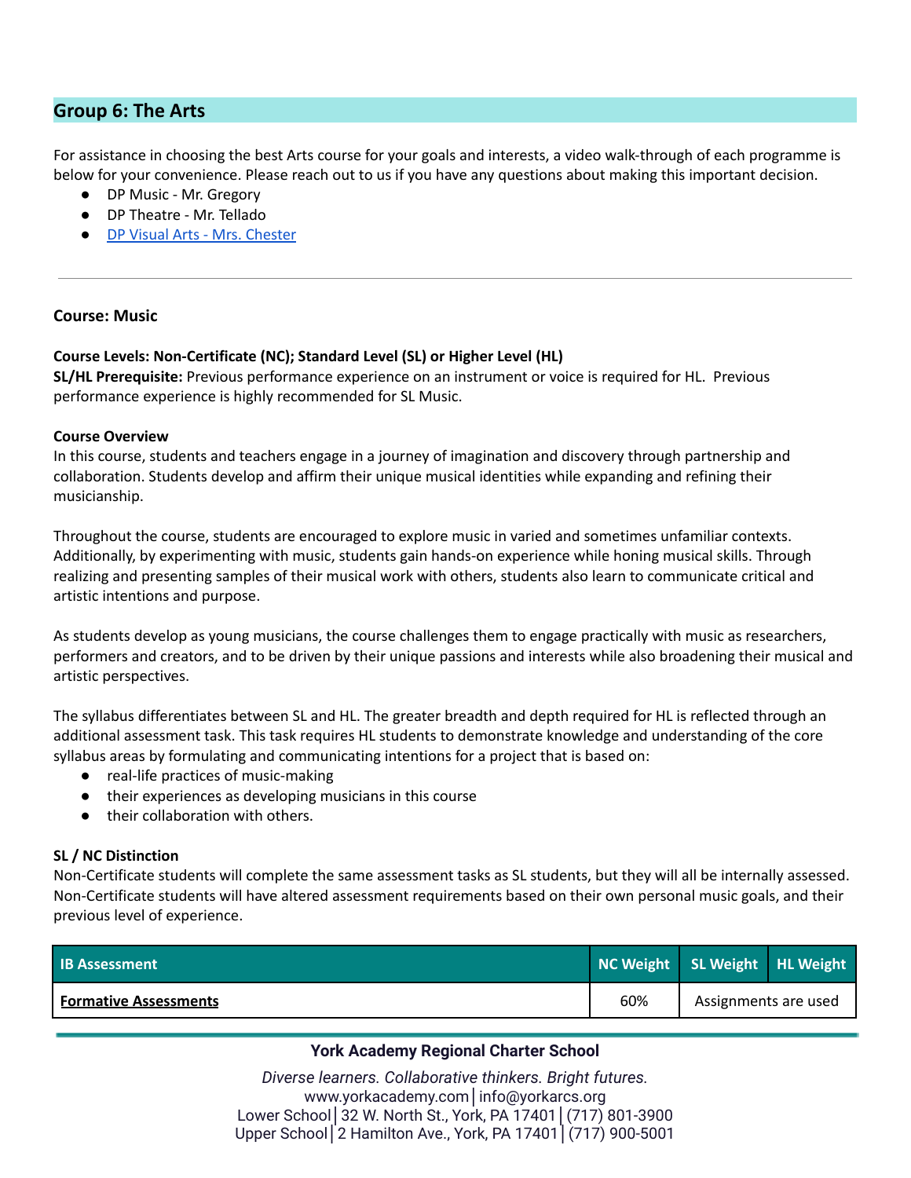## Group 6: The Arts

For assistance in choosing the best Arts course for your goals and interests, a video walk-through of each programme is below for your convenience. Please reach out to us if you have any questions about making this important decision.

- DP Music - Mr. Gregory
- DP Theatre - Mr. Tellado
- DP Visual Arts - Mrs. Chester

---

**Course: Music**

**Course Levels: Non-Certificate (NC); Standard Level (SL) or Higher Level (HL)**
**SL/HL Prerequisite:** Previous performance experience on an instrument or voice is required for HL. Previous performance experience is highly recommended for SL Music.

**Course Overview**
In this course, students and teachers engage in a journey of imagination and discovery through partnership and collaboration. Students develop and affirm their unique musical identities while expanding and refining their musicianship.

Throughout the course, students are encouraged to explore music in varied and sometimes unfamiliar contexts. Additionally, by experimenting with music, students gain hands-on experience while honing musical skills. Through realizing and presenting samples of their musical work with others, students also learn to communicate critical and artistic intentions and purpose.

As students develop as young musicians, the course challenges them to engage practically with music as researchers, performers and creators, and to be driven by their unique passions and interests while also broadening their musical and artistic perspectives.

The syllabus differentiates between SL and HL. The greater breadth and depth required for HL is reflected through an additional assessment task. This task requires HL students to demonstrate knowledge and understanding of the core syllabus areas by formulating and communicating intentions for a project that is based on:

- real-life practices of music-making
- their experiences as developing musicians in this course
- their collaboration with others.

**SL / NC Distinction**
Non-Certificate students will complete the same assessment tasks as SL students, but they will all be internally assessed. Non-Certificate students will have altered assessment requirements based on their own personal music goals, and their previous level of experience.

| IB Assessment | NC Weight | SL Weight | HL Weight |
|---|---|---|---|
| **Formative Assessments** | 60% | Assignments are used | |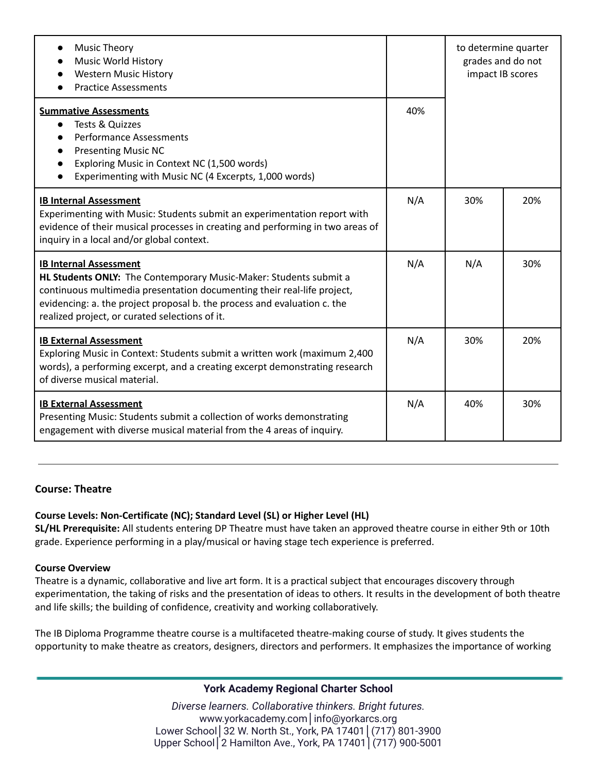| | | | |
|---|---|---|---|
| • Music Theory<br>• Music World History<br>• Western Music History<br>• Practice Assessments | | to determine quarter grades and do not impact IB scores | |
| **Summative Assessments**<br>• Tests & Quizzes<br>• Performance Assessments<br>• Presenting Music NC<br>• Exploring Music in Context NC (1,500 words)<br>• Experimenting with Music NC (4 Excerpts, 1,000 words) | 40% | | |
| **IB Internal Assessment**<br>Experimenting with Music: Students submit an experimentation report with evidence of their musical processes in creating and performing in two areas of inquiry in a local and/or global context. | N/A | 30% | 20% |
| **IB Internal Assessment**<br>**HL Students ONLY:** The Contemporary Music-Maker: Students submit a continuous multimedia presentation documenting their real-life project, evidencing: a. the project proposal b. the process and evaluation c. the realized project, or curated selections of it. | N/A | N/A | 30% |
| **IB External Assessment**<br>Exploring Music in Context: Students submit a written work (maximum 2,400 words), a performing excerpt, and a creating excerpt demonstrating research of diverse musical material. | N/A | 30% | 20% |
| **IB External Assessment**<br>Presenting Music: Students submit a collection of works demonstrating engagement with diverse musical material from the 4 areas of inquiry. | N/A | 40% | 30% |

---

### Course: Theatre

**Course Levels: Non-Certificate (NC); Standard Level (SL) or Higher Level (HL)**
**SL/HL Prerequisite:** All students entering DP Theatre must have taken an approved theatre course in either 9th or 10th grade. Experience performing in a play/musical or having stage tech experience is preferred.

**Course Overview**
Theatre is a dynamic, collaborative and live art form. It is a practical subject that encourages discovery through experimentation, the taking of risks and the presentation of ideas to others. It results in the development of both theatre and life skills; the building of confidence, creativity and working collaboratively.

The IB Diploma Programme theatre course is a multifaceted theatre-making course of study. It gives students the opportunity to make theatre as creators, designers, directors and performers. It emphasizes the importance of working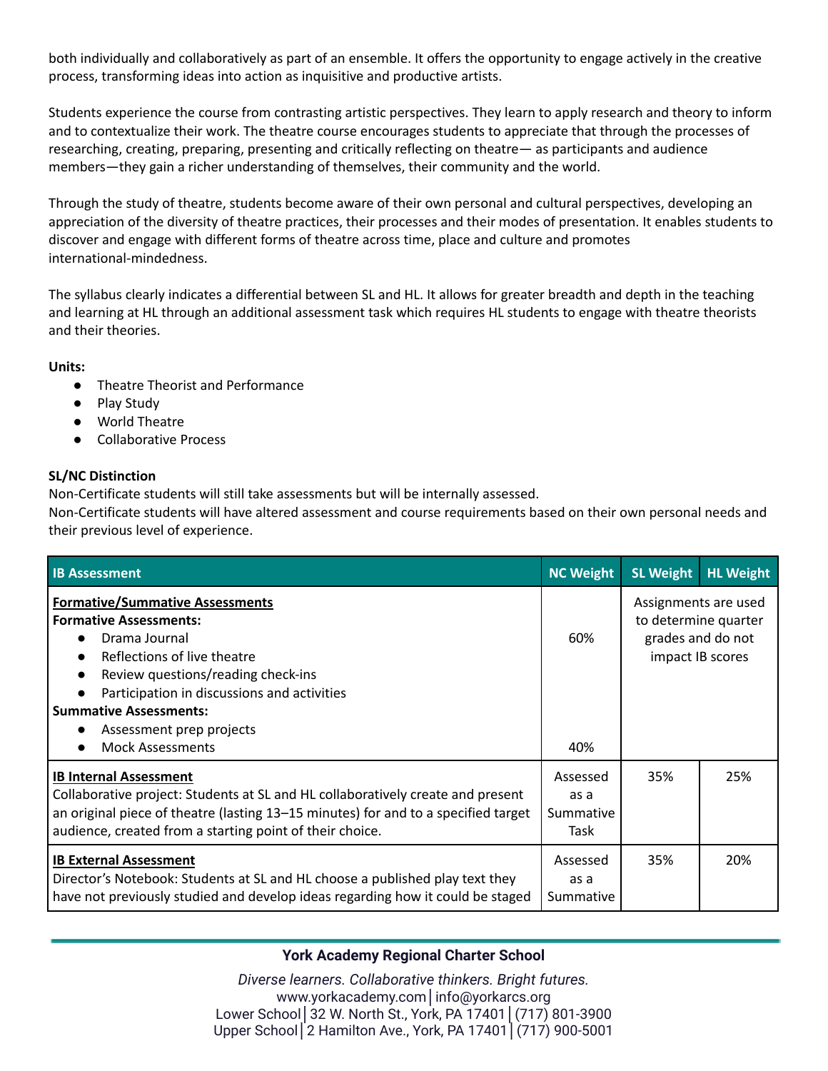both individually and collaboratively as part of an ensemble. It offers the opportunity to engage actively in the creative process, transforming ideas into action as inquisitive and productive artists.

Students experience the course from contrasting artistic perspectives. They learn to apply research and theory to inform and to contextualize their work. The theatre course encourages students to appreciate that through the processes of researching, creating, preparing, presenting and critically reflecting on theatre— as participants and audience members—they gain a richer understanding of themselves, their community and the world.

Through the study of theatre, students become aware of their own personal and cultural perspectives, developing an appreciation of the diversity of theatre practices, their processes and their modes of presentation. It enables students to discover and engage with different forms of theatre across time, place and culture and promotes international-mindedness.

The syllabus clearly indicates a differential between SL and HL. It allows for greater breadth and depth in the teaching and learning at HL through an additional assessment task which requires HL students to engage with theatre theorists and their theories.

**Units:**

- Theatre Theorist and Performance
- Play Study
- World Theatre
- Collaborative Process

**SL/NC Distinction**

Non-Certificate students will still take assessments but will be internally assessed.
Non-Certificate students will have altered assessment and course requirements based on their own personal needs and their previous level of experience.

| IB Assessment | NC Weight | SL Weight | HL Weight |
|---|---|---|---|
| **Formative/Summative Assessments**<br>**Formative Assessments:**<br>• Drama Journal<br>• Reflections of live theatre<br>• Review questions/reading check-ins<br>• Participation in discussions and activities<br>**Summative Assessments:**<br>• Assessment prep projects<br>• Mock Assessments | 60%<br><br>40% | Assignments are used to determine quarter grades and do not impact IB scores | |
| **IB Internal Assessment**<br>Collaborative project: Students at SL and HL collaboratively create and present an original piece of theatre (lasting 13–15 minutes) for and to a specified target audience, created from a starting point of their choice. | Assessed as a Summative Task | 35% | 25% |
| **IB External Assessment**<br>Director's Notebook: Students at SL and HL choose a published play text they have not previously studied and develop ideas regarding how it could be staged | Assessed as a Summative | 35% | 20% |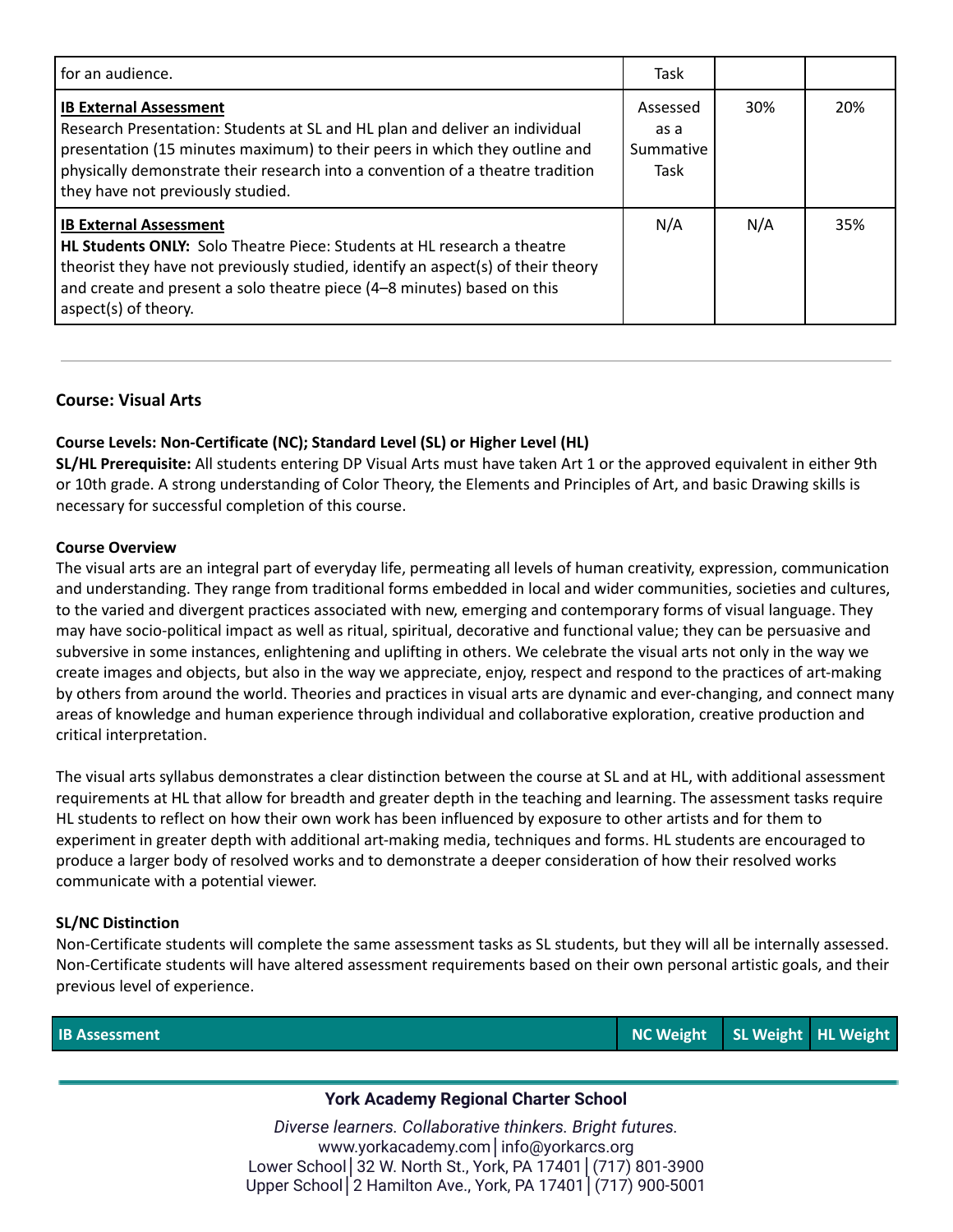| | | | |
|---|---|---|---|
| for an audience. | Task | | |
| **IB External Assessment**<br>Research Presentation: Students at SL and HL plan and deliver an individual presentation (15 minutes maximum) to their peers in which they outline and physically demonstrate their research into a convention of a theatre tradition they have not previously studied. | Assessed as a Summative Task | 30% | 20% |
| **IB External Assessment**<br>**HL Students ONLY:** Solo Theatre Piece: Students at HL research a theatre theorist they have not previously studied, identify an aspect(s) of their theory and create and present a solo theatre piece (4–8 minutes) based on this aspect(s) of theory. | N/A | N/A | 35% |

---

### Course: Visual Arts

**Course Levels: Non-Certificate (NC); Standard Level (SL) or Higher Level (HL)**
**SL/HL Prerequisite:** All students entering DP Visual Arts must have taken Art 1 or the approved equivalent in either 9th or 10th grade. A strong understanding of Color Theory, the Elements and Principles of Art, and basic Drawing skills is necessary for successful completion of this course.

**Course Overview**
The visual arts are an integral part of everyday life, permeating all levels of human creativity, expression, communication and understanding. They range from traditional forms embedded in local and wider communities, societies and cultures, to the varied and divergent practices associated with new, emerging and contemporary forms of visual language. They may have socio-political impact as well as ritual, spiritual, decorative and functional value; they can be persuasive and subversive in some instances, enlightening and uplifting in others. We celebrate the visual arts not only in the way we create images and objects, but also in the way we appreciate, enjoy, respect and respond to the practices of art-making by others from around the world. Theories and practices in visual arts are dynamic and ever-changing, and connect many areas of knowledge and human experience through individual and collaborative exploration, creative production and critical interpretation.

The visual arts syllabus demonstrates a clear distinction between the course at SL and at HL, with additional assessment requirements at HL that allow for breadth and greater depth in the teaching and learning. The assessment tasks require HL students to reflect on how their own work has been influenced by exposure to other artists and for them to experiment in greater depth with additional art-making media, techniques and forms. HL students are encouraged to produce a larger body of resolved works and to demonstrate a deeper consideration of how their resolved works communicate with a potential viewer.

**SL/NC Distinction**
Non-Certificate students will complete the same assessment tasks as SL students, but they will all be internally assessed. Non-Certificate students will have altered assessment requirements based on their own personal artistic goals, and their previous level of experience.

| IB Assessment | NC Weight | SL Weight | HL Weight |
|---|---|---|---|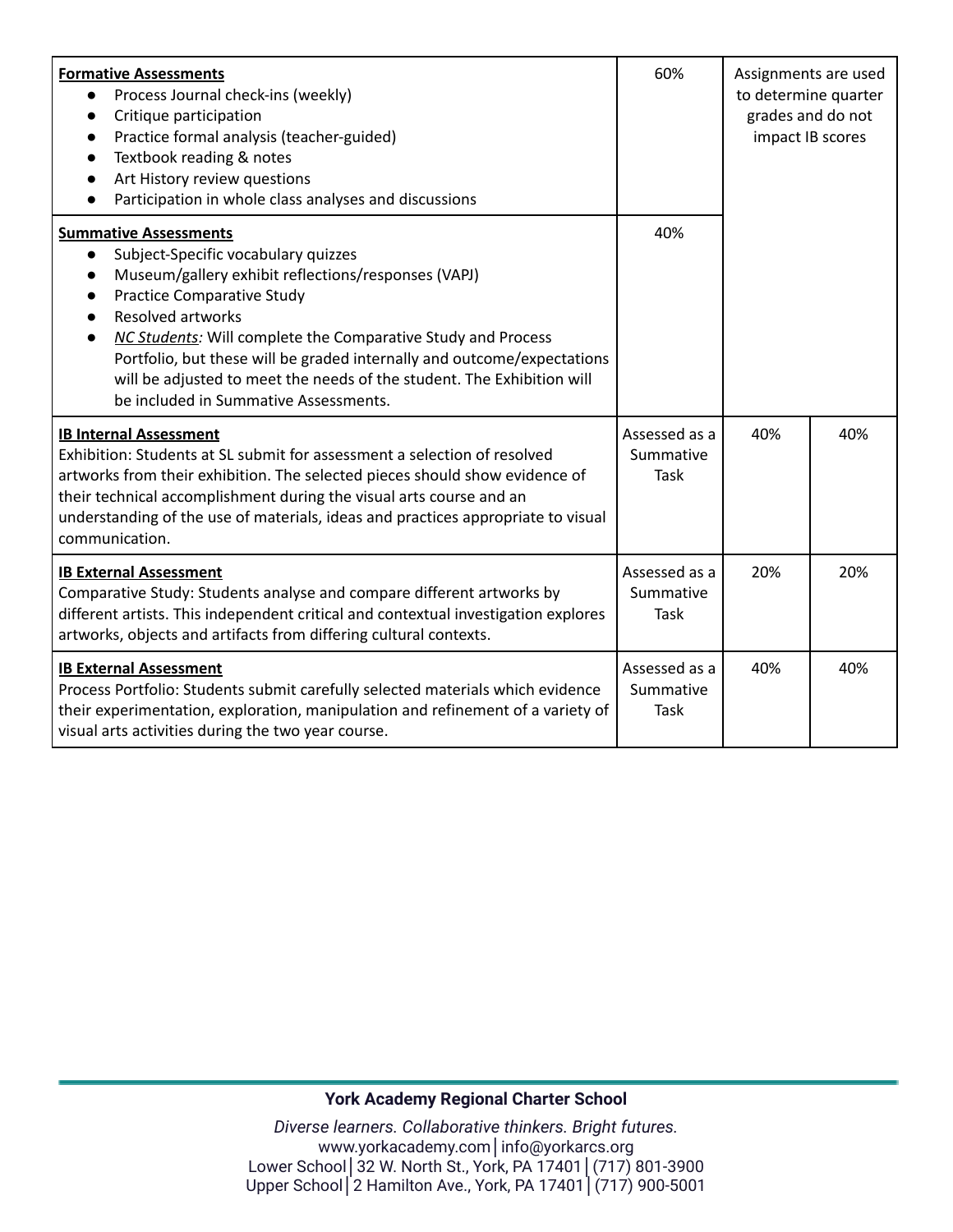| | | | |
|---|---|---|---|
| **Formative Assessments**<br>• Process Journal check-ins (weekly)<br>• Critique participation<br>• Practice formal analysis (teacher-guided)<br>• Textbook reading & notes<br>• Art History review questions<br>• Participation in whole class analyses and discussions | 60% | Assignments are used to determine quarter grades and do not impact IB scores | |
| **Summative Assessments**<br>• Subject-Specific vocabulary quizzes<br>• Museum/gallery exhibit reflections/responses (VAPJ)<br>• Practice Comparative Study<br>• Resolved artworks<br>• *NC Students:* Will complete the Comparative Study and Process Portfolio, but these will be graded internally and outcome/expectations will be adjusted to meet the needs of the student. The Exhibition will be included in Summative Assessments. | 40% | | |
| **IB Internal Assessment**<br>Exhibition: Students at SL submit for assessment a selection of resolved artworks from their exhibition. The selected pieces should show evidence of their technical accomplishment during the visual arts course and an understanding of the use of materials, ideas and practices appropriate to visual communication. | Assessed as a Summative Task | 40% | 40% |
| **IB External Assessment**<br>Comparative Study: Students analyse and compare different artworks by different artists. This independent critical and contextual investigation explores artworks, objects and artifacts from differing cultural contexts. | Assessed as a Summative Task | 20% | 20% |
| **IB External Assessment**<br>Process Portfolio: Students submit carefully selected materials which evidence their experimentation, exploration, manipulation and refinement of a variety of visual arts activities during the two year course. | Assessed as a Summative Task | 40% | 40% |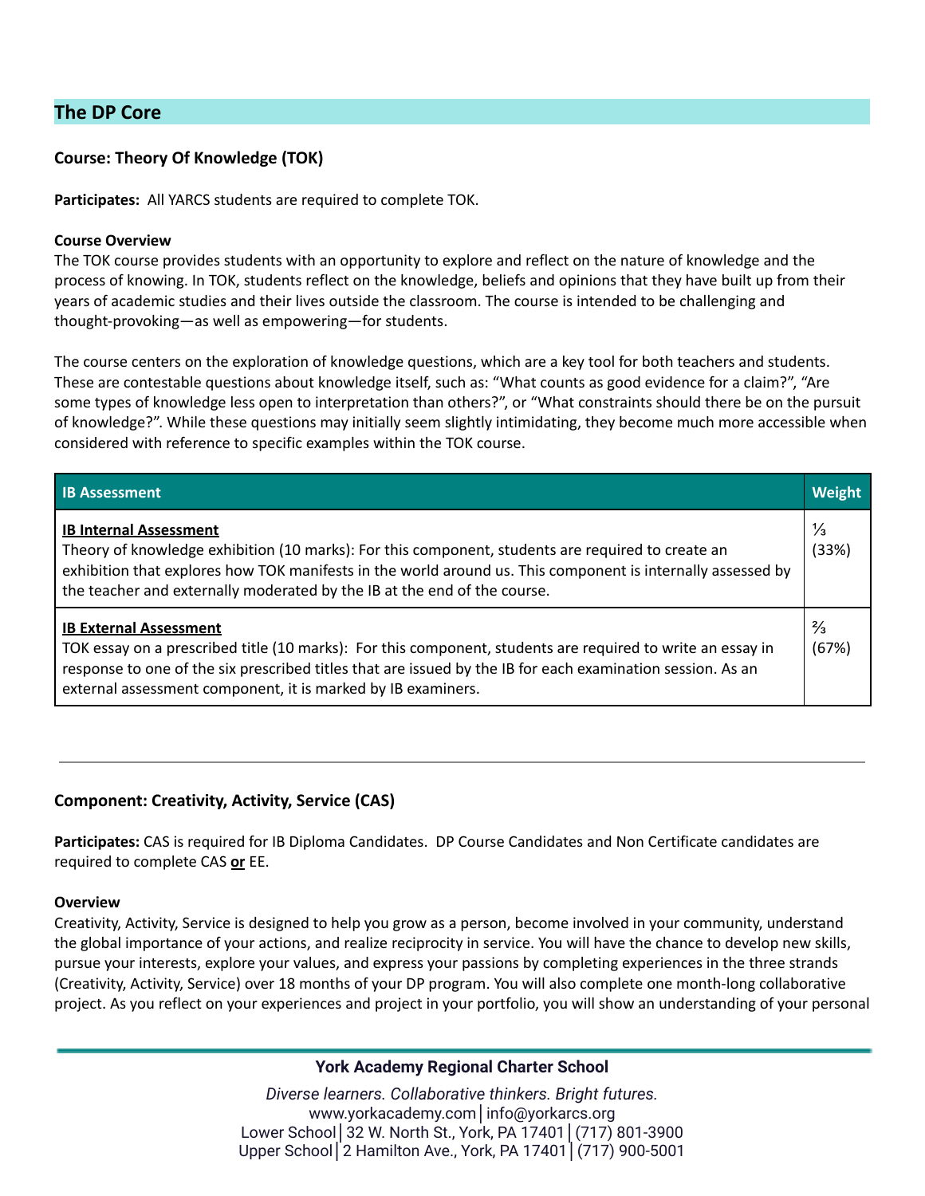## The DP Core

### Course: Theory Of Knowledge (TOK)

**Participates:** All YARCS students are required to complete TOK.

**Course Overview**

The TOK course provides students with an opportunity to explore and reflect on the nature of knowledge and the process of knowing. In TOK, students reflect on the knowledge, beliefs and opinions that they have built up from their years of academic studies and their lives outside the classroom. The course is intended to be challenging and thought-provoking—as well as empowering—for students.

The course centers on the exploration of knowledge questions, which are a key tool for both teachers and students. These are contestable questions about knowledge itself, such as: "What counts as good evidence for a claim?", "Are some types of knowledge less open to interpretation than others?", or "What constraints should there be on the pursuit of knowledge?". While these questions may initially seem slightly intimidating, they become much more accessible when considered with reference to specific examples within the TOK course.

| IB Assessment | Weight |
|---|---|
| **IB Internal Assessment**<br>Theory of knowledge exhibition (10 marks): For this component, students are required to create an exhibition that explores how TOK manifests in the world around us. This component is internally assessed by the teacher and externally moderated by the IB at the end of the course. | ⅓ (33%) |
| **IB External Assessment**<br>TOK essay on a prescribed title (10 marks): For this component, students are required to write an essay in response to one of the six prescribed titles that are issued by the IB for each examination session. As an external assessment component, it is marked by IB examiners. | ⅔ (67%) |

---

### Component: Creativity, Activity, Service (CAS)

**Participates:** CAS is required for IB Diploma Candidates. DP Course Candidates and Non Certificate candidates are required to complete CAS **or** EE.

**Overview**

Creativity, Activity, Service is designed to help you grow as a person, become involved in your community, understand the global importance of your actions, and realize reciprocity in service. You will have the chance to develop new skills, pursue your interests, explore your values, and express your passions by completing experiences in the three strands (Creativity, Activity, Service) over 18 months of your DP program. You will also complete one month-long collaborative project. As you reflect on your experiences and project in your portfolio, you will show an understanding of your personal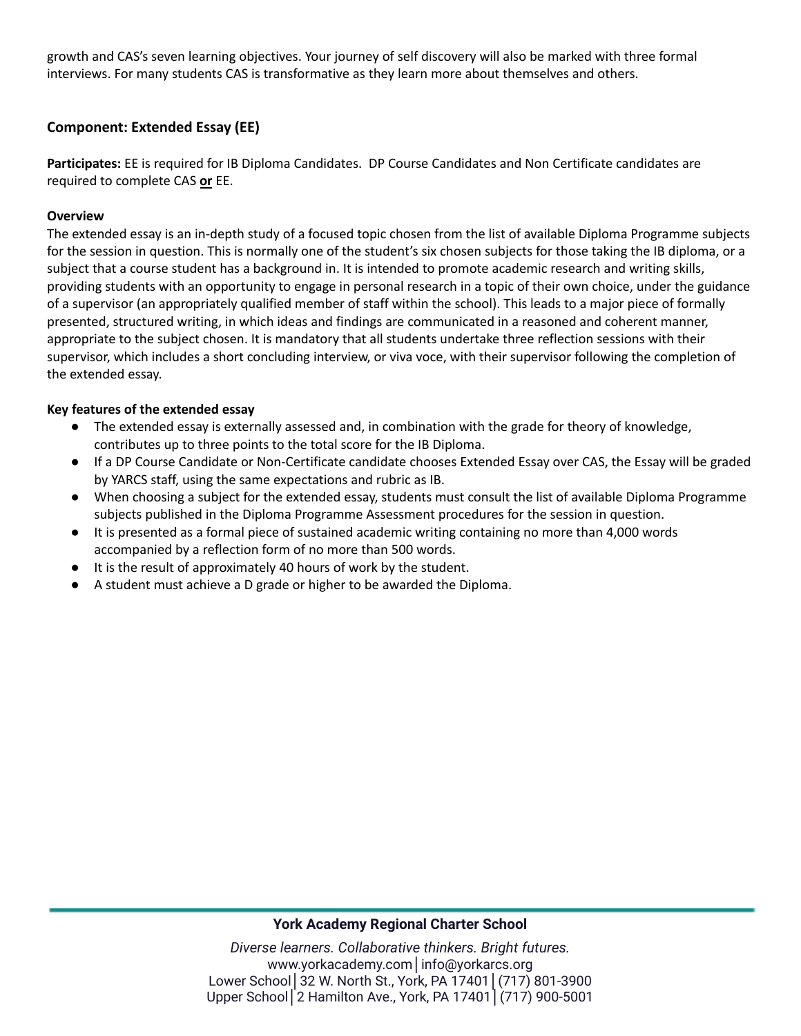growth and CAS's seven learning objectives. Your journey of self discovery will also be marked with three formal interviews. For many students CAS is transformative as they learn more about themselves and others.

### Component: Extended Essay (EE)

**Participates:** EE is required for IB Diploma Candidates. DP Course Candidates and Non Certificate candidates are required to complete CAS **or** EE.

**Overview**

The extended essay is an in-depth study of a focused topic chosen from the list of available Diploma Programme subjects for the session in question. This is normally one of the student's six chosen subjects for those taking the IB diploma, or a subject that a course student has a background in. It is intended to promote academic research and writing skills, providing students with an opportunity to engage in personal research in a topic of their own choice, under the guidance of a supervisor (an appropriately qualified member of staff within the school). This leads to a major piece of formally presented, structured writing, in which ideas and findings are communicated in a reasoned and coherent manner, appropriate to the subject chosen. It is mandatory that all students undertake three reflection sessions with their supervisor, which includes a short concluding interview, or viva voce, with their supervisor following the completion of the extended essay.

**Key features of the extended essay**

- The extended essay is externally assessed and, in combination with the grade for theory of knowledge, contributes up to three points to the total score for the IB Diploma.
- If a DP Course Candidate or Non-Certificate candidate chooses Extended Essay over CAS, the Essay will be graded by YARCS staff, using the same expectations and rubric as IB.
- When choosing a subject for the extended essay, students must consult the list of available Diploma Programme subjects published in the Diploma Programme Assessment procedures for the session in question.
- It is presented as a formal piece of sustained academic writing containing no more than 4,000 words accompanied by a reflection form of no more than 500 words.
- It is the result of approximately 40 hours of work by the student.
- A student must achieve a D grade or higher to be awarded the Diploma.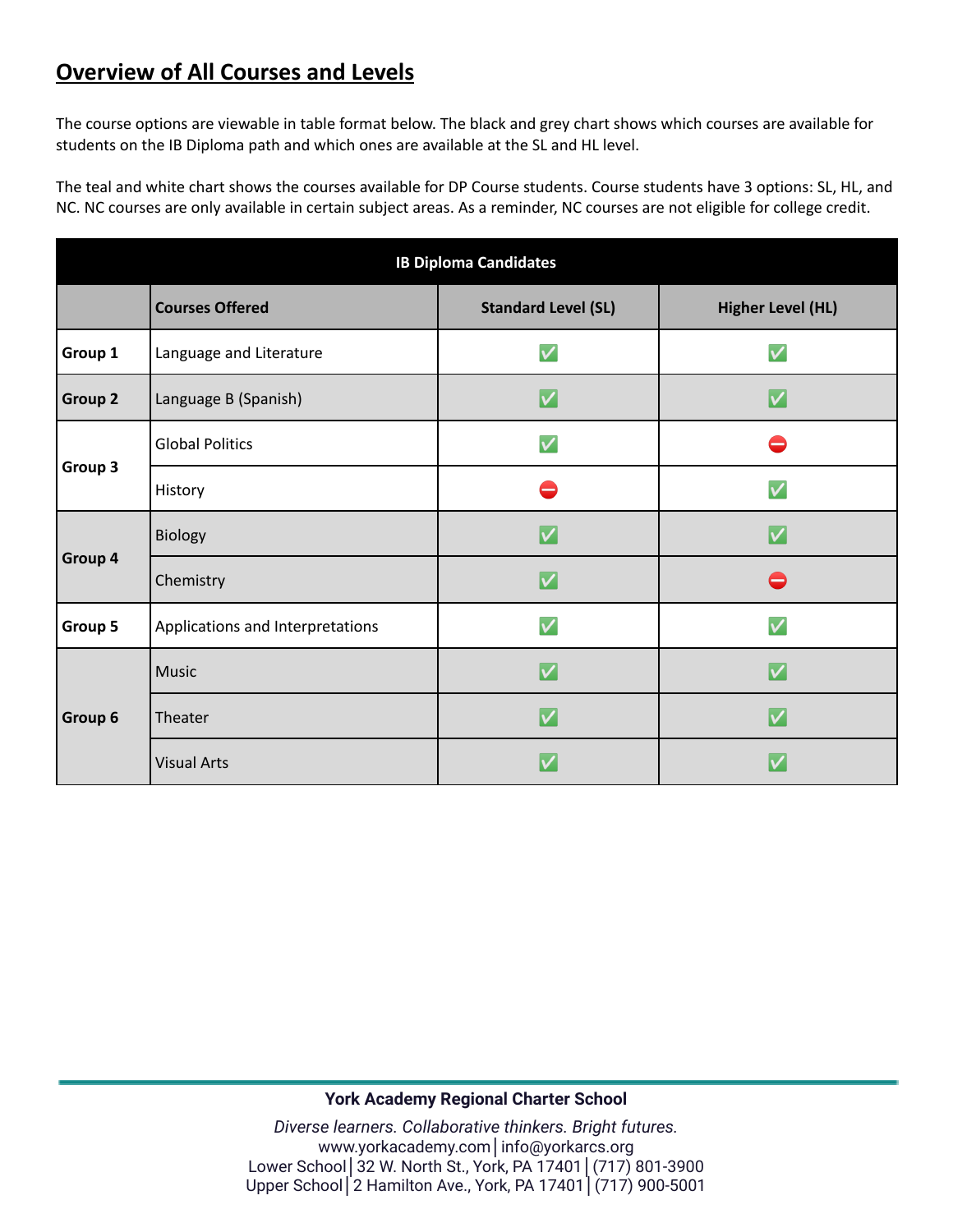## Overview of All Courses and Levels

The course options are viewable in table format below. The black and grey chart shows which courses are available for students on the IB Diploma path and which ones are available at the SL and HL level.

The teal and white chart shows the courses available for DP Course students. Course students have 3 options: SL, HL, and NC. NC courses are only available in certain subject areas. As a reminder, NC courses are not eligible for college credit.

| IB Diploma Candidates | | | |
|---|---|---|---|
| | **Courses Offered** | **Standard Level (SL)** | **Higher Level (HL)** |
| **Group 1** | Language and Literature | ✅ | ✅ |
| **Group 2** | Language B (Spanish) | ✅ | ✅ |
| **Group 3** | Global Politics | ✅ | ⛔ |
| | History | ⛔ | ✅ |
| **Group 4** | Biology | ✅ | ✅ |
| | Chemistry | ✅ | ⛔ |
| **Group 5** | Applications and Interpretations | ✅ | ✅ |
| **Group 6** | Music | ✅ | ✅ |
| | Theater | ✅ | ✅ |
| | Visual Arts | ✅ | ✅ |

**York Academy Regional Charter School**

*Diverse learners. Collaborative thinkers. Bright futures.*
www.yorkacademy.com | info@yorkarcs.org
Lower School | 32 W. North St., York, PA 17401 | (717) 801-3900
Upper School | 2 Hamilton Ave., York, PA 17401 | (717) 900-5001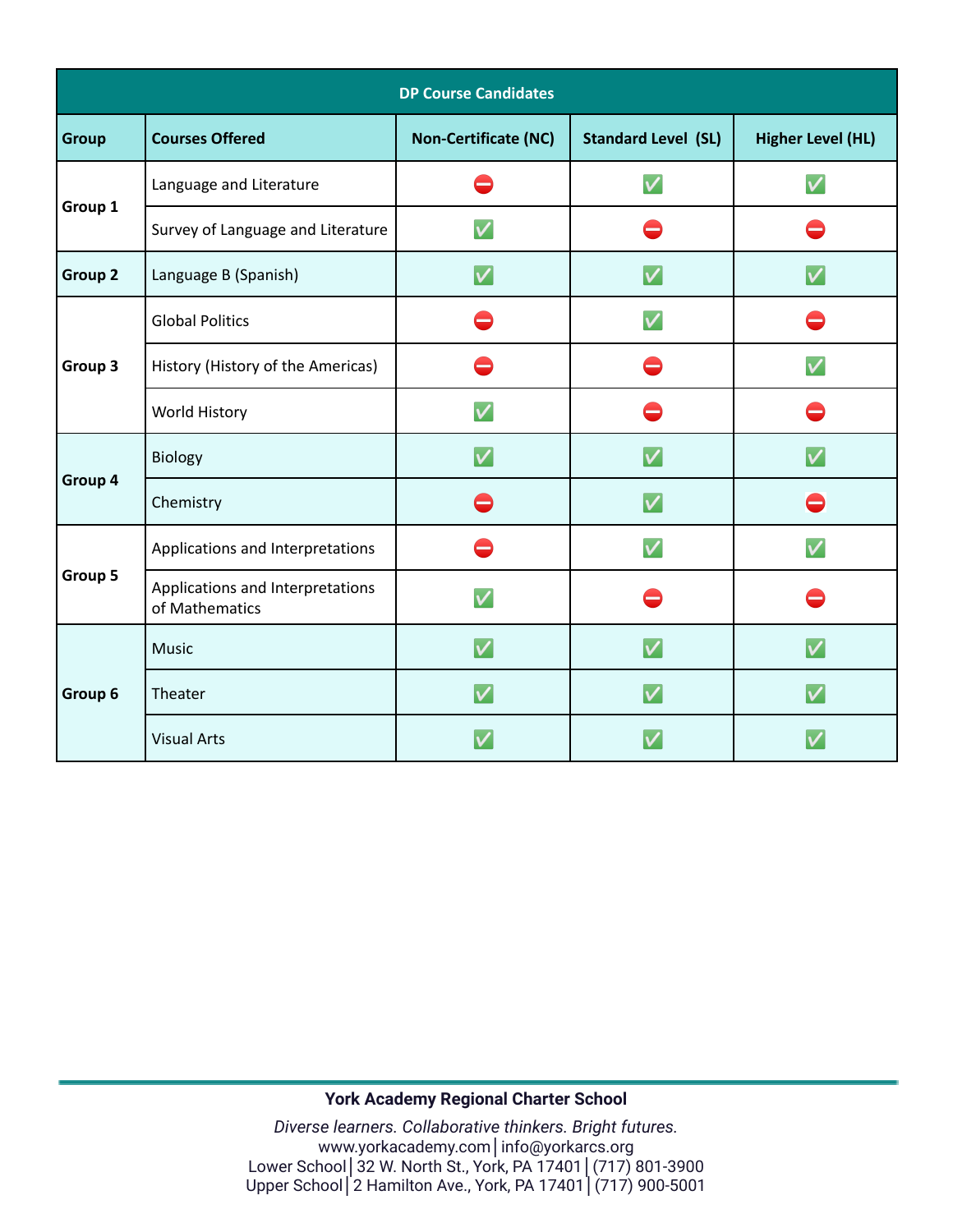| DP Course Candidates | | | | |
|---|---|---|---|---|
| **Group** | **Courses Offered** | **Non-Certificate (NC)** | **Standard Level (SL)** | **Higher Level (HL)** |
| **Group 1** | Language and Literature | ⛔ | ✅ | ✅ |
| | Survey of Language and Literature | ✅ | ⛔ | ⛔ |
| **Group 2** | Language B (Spanish) | ✅ | ✅ | ✅ |
| **Group 3** | Global Politics | ⛔ | ✅ | ⛔ |
| | History (History of the Americas) | ⛔ | ⛔ | ✅ |
| | World History | ✅ | ⛔ | ⛔ |
| **Group 4** | Biology | ✅ | ✅ | ✅ |
| | Chemistry | ⛔ | ✅ | ⛔ |
| **Group 5** | Applications and Interpretations | ⛔ | ✅ | ✅ |
| | Applications and Interpretations of Mathematics | ✅ | ⛔ | ⛔ |
| **Group 6** | Music | ✅ | ✅ | ✅ |
| | Theater | ✅ | ✅ | ✅ |
| | Visual Arts | ✅ | ✅ | ✅ |

**York Academy Regional Charter School**

*Diverse learners. Collaborative thinkers. Bright futures.*
www.yorkacademy.com | info@yorkarcs.org
Lower School | 32 W. North St., York, PA 17401 | (717) 801-3900
Upper School | 2 Hamilton Ave., York, PA 17401 | (717) 900-5001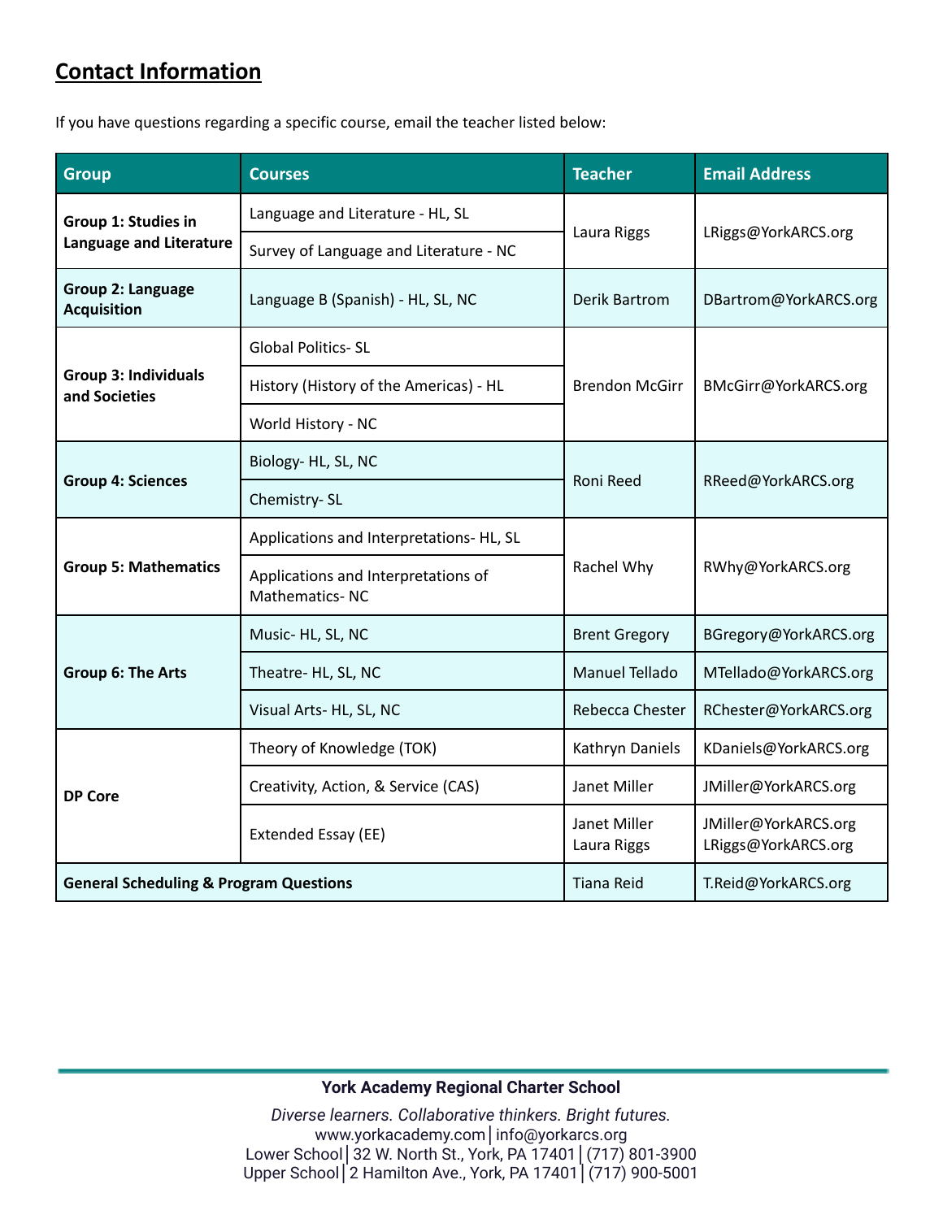## Contact Information

If you have questions regarding a specific course, email the teacher listed below:

| Group | Courses | Teacher | Email Address |
|---|---|---|---|
| **Group 1: Studies in Language and Literature** | Language and Literature - HL, SL | Laura Riggs | LRiggs@YorkARCS.org |
| | Survey of Language and Literature - NC | | |
| **Group 2: Language Acquisition** | Language B (Spanish) - HL, SL, NC | Derik Bartrom | DBartrom@YorkARCS.org |
| **Group 3: Individuals and Societies** | Global Politics- SL | Brendon McGirr | BMcGirr@YorkARCS.org |
| | History (History of the Americas) - HL | | |
| | World History - NC | | |
| **Group 4: Sciences** | Biology- HL, SL, NC | Roni Reed | RReed@YorkARCS.org |
| | Chemistry- SL | | |
| **Group 5: Mathematics** | Applications and Interpretations- HL, SL | Rachel Why | RWhy@YorkARCS.org |
| | Applications and Interpretations of Mathematics- NC | | |
| **Group 6: The Arts** | Music- HL, SL, NC | Brent Gregory | BGregory@YorkARCS.org |
| | Theatre- HL, SL, NC | Manuel Tellado | MTellado@YorkARCS.org |
| | Visual Arts- HL, SL, NC | Rebecca Chester | RChester@YorkARCS.org |
| **DP Core** | Theory of Knowledge (TOK) | Kathryn Daniels | KDaniels@YorkARCS.org |
| | Creativity, Action, & Service (CAS) | Janet Miller | JMiller@YorkARCS.org |
| | Extended Essay (EE) | Janet Miller<br>Laura Riggs | JMiller@YorkARCS.org<br>LRiggs@YorkARCS.org |
| **General Scheduling & Program Questions** | | Tiana Reid | T.Reid@YorkARCS.org |

**York Academy Regional Charter School**

*Diverse learners. Collaborative thinkers. Bright futures.*
www.yorkacademy.com | info@yorkarcs.org
Lower School | 32 W. North St., York, PA 17401 | (717) 801-3900
Upper School | 2 Hamilton Ave., York, PA 17401 | (717) 900-5001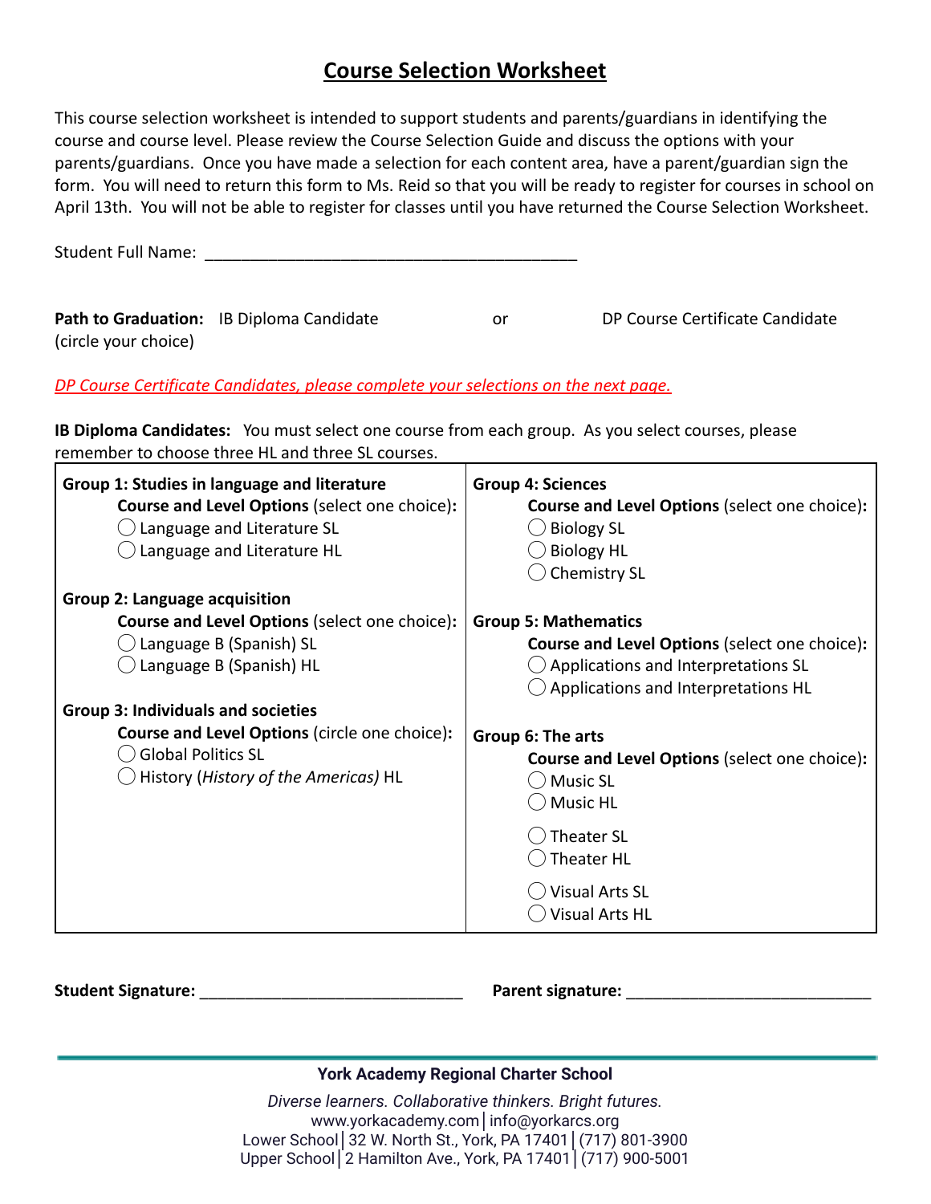# Course Selection Worksheet

This course selection worksheet is intended to support students and parents/guardians in identifying the course and course level. Please review the Course Selection Guide and discuss the options with your parents/guardians. Once you have made a selection for each content area, have a parent/guardian sign the form. You will need to return this form to Ms. Reid so that you will be ready to register for courses in school on April 13th. You will not be able to register for classes until you have returned the Course Selection Worksheet.

Student Full Name: ___________________________________________

**Path to Graduation:** (circle your choice) IB Diploma Candidate or DP Course Certificate Candidate

*DP Course Certificate Candidates, please complete your selections on the next page.*

**IB Diploma Candidates:** You must select one course from each group. As you select courses, please remember to choose three HL and three SL courses.

**Group 1: Studies in language and literature**
**Course and Level Options** (select one choice):
- ◯ Language and Literature SL
- ◯ Language and Literature HL

**Group 2: Language acquisition**
**Course and Level Options** (select one choice):
- ◯ Language B (Spanish) SL
- ◯ Language B (Spanish) HL

**Group 3: Individuals and societies**
**Course and Level Options** (circle one choice):
- ◯ Global Politics SL
- ◯ History (*History of the Americas)* HL

**Group 4: Sciences**
**Course and Level Options** (select one choice):
- ◯ Biology SL
- ◯ Biology HL
- ◯ Chemistry SL

**Group 5: Mathematics**
**Course and Level Options** (select one choice):
- ◯ Applications and Interpretations SL
- ◯ Applications and Interpretations HL

**Group 6: The arts**
**Course and Level Options** (select one choice):
- ◯ Music SL
- ◯ Music HL
- ◯ Theater SL
- ◯ Theater HL
- ◯ Visual Arts SL
- ◯ Visual Arts HL

**Student Signature:** ______________________________ **Parent signature:** ____________________________

**York Academy Regional Charter School**

*Diverse learners. Collaborative thinkers. Bright futures.*
www.yorkacademy.com | info@yorkarcs.org
Lower School | 32 W. North St., York, PA 17401 | (717) 801-3900
Upper School | 2 Hamilton Ave., York, PA 17401 | (717) 900-5001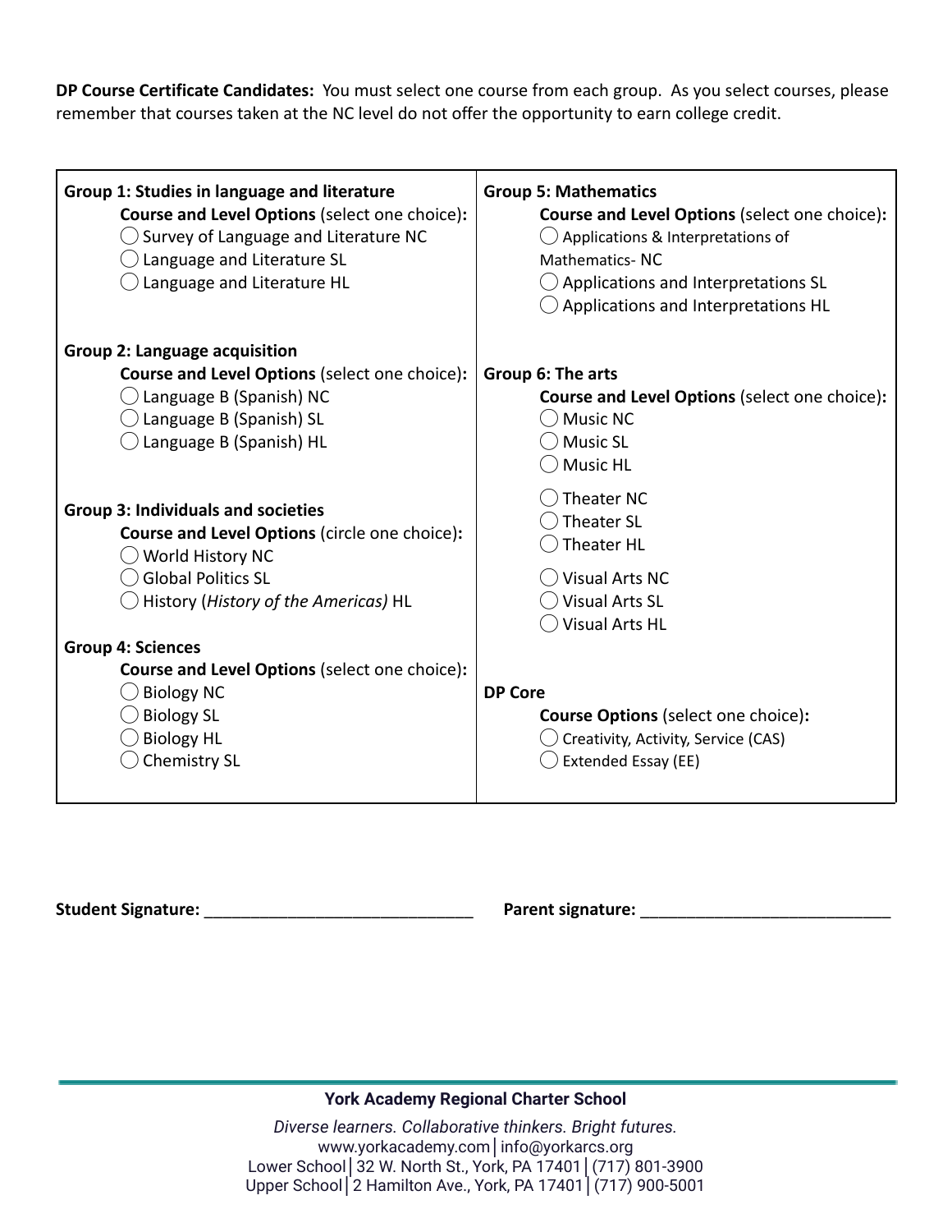**DP Course Certificate Candidates:** You must select one course from each group. As you select courses, please remember that courses taken at the NC level do not offer the opportunity to earn college credit.

**Group 1: Studies in language and literature**

**Course and Level Options** (select one choice)**:**

- ◯ Survey of Language and Literature NC
- ◯ Language and Literature SL
- ◯ Language and Literature HL

**Group 2: Language acquisition**

**Course and Level Options** (select one choice)**:**

- ◯ Language B (Spanish) NC
- ◯ Language B (Spanish) SL
- ◯ Language B (Spanish) HL

**Group 3: Individuals and societies**

**Course and Level Options** (circle one choice)**:**

- ◯ World History NC
- ◯ Global Politics SL
- ◯ History (*History of the Americas)* HL

**Group 4: Sciences**

**Course and Level Options** (select one choice)**:**

- ◯ Biology NC
- ◯ Biology SL
- ◯ Biology HL
- ◯ Chemistry SL

**Group 5: Mathematics**

**Course and Level Options** (select one choice)**:**

- ◯ Applications & Interpretations of Mathematics- NC
- ◯ Applications and Interpretations SL
- ◯ Applications and Interpretations HL

**Group 6: The arts**

**Course and Level Options** (select one choice)**:**

- ◯ Music NC
- ◯ Music SL
- ◯ Music HL

- ◯ Theater NC
- ◯ Theater SL
- ◯ Theater HL

- ◯ Visual Arts NC
- ◯ Visual Arts SL
- ◯ Visual Arts HL

**DP Core**

**Course Options** (select one choice)**:**

- ◯ Creativity, Activity, Service (CAS)
- ◯ Extended Essay (EE)

**Student Signature:** ______________________________ **Parent signature:** ____________________________

**York Academy Regional Charter School**

*Diverse learners. Collaborative thinkers. Bright futures.*

www.yorkacademy.com | info@yorkarcs.org

Lower School | 32 W. North St., York, PA 17401 | (717) 801-3900

Upper School | 2 Hamilton Ave., York, PA 17401 | (717) 900-5001